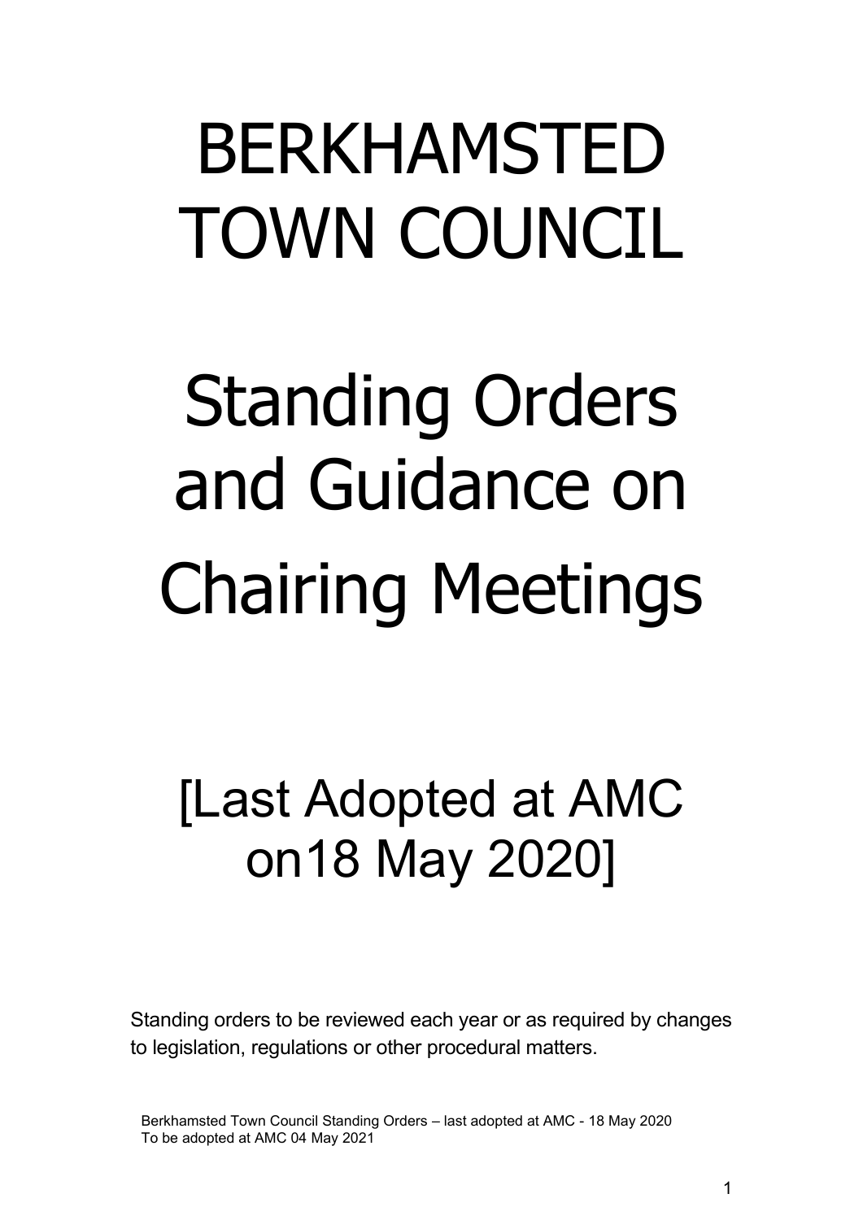# BERKHAMSTED TOWN COUNCIL

# Standing Orders and Guidance on Chairing Meetings

## [Last Adopted at AMC on18 May 2020]

Standing orders to be reviewed each year or as required by changes to legislation, regulations or other procedural matters.

Berkhamsted Town Council Standing Orders – last adopted at AMC - 18 May 2020
To be adopted at AMC 04 May 2021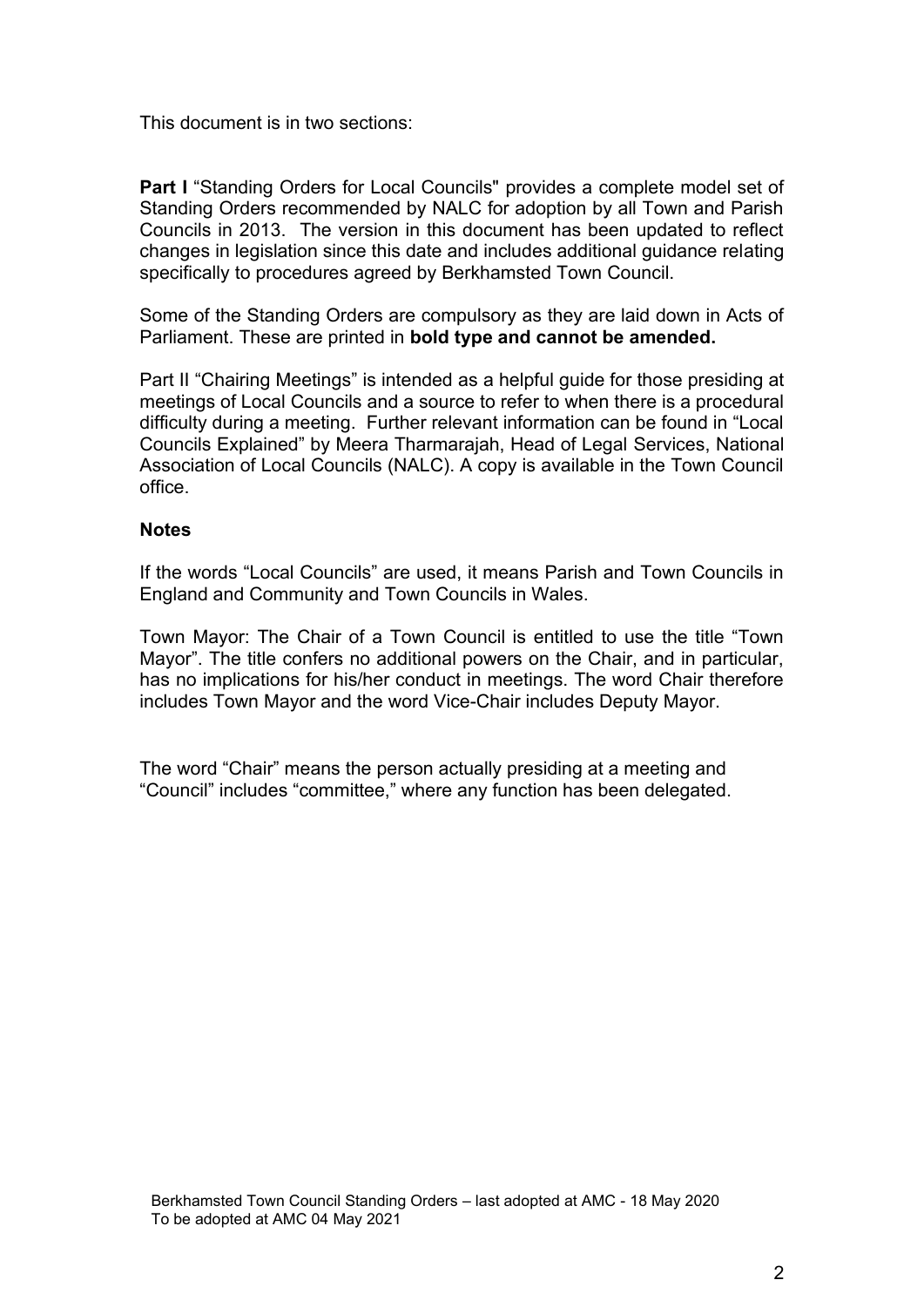This document is in two sections:

**Part I** "Standing Orders for Local Councils" provides a complete model set of Standing Orders recommended by NALC for adoption by all Town and Parish Councils in 2013. The version in this document has been updated to reflect changes in legislation since this date and includes additional guidance relating specifically to procedures agreed by Berkhamsted Town Council.

Some of the Standing Orders are compulsory as they are laid down in Acts of Parliament. These are printed in **bold type and cannot be amended.**

Part II "Chairing Meetings" is intended as a helpful guide for those presiding at meetings of Local Councils and a source to refer to when there is a procedural difficulty during a meeting. Further relevant information can be found in "Local Councils Explained" by Meera Tharmarajah, Head of Legal Services, National Association of Local Councils (NALC). A copy is available in the Town Council office.

**Notes**

If the words "Local Councils" are used, it means Parish and Town Councils in England and Community and Town Councils in Wales.

Town Mayor: The Chair of a Town Council is entitled to use the title "Town Mayor". The title confers no additional powers on the Chair, and in particular, has no implications for his/her conduct in meetings. The word Chair therefore includes Town Mayor and the word Vice-Chair includes Deputy Mayor.

The word "Chair" means the person actually presiding at a meeting and "Council" includes "committee," where any function has been delegated.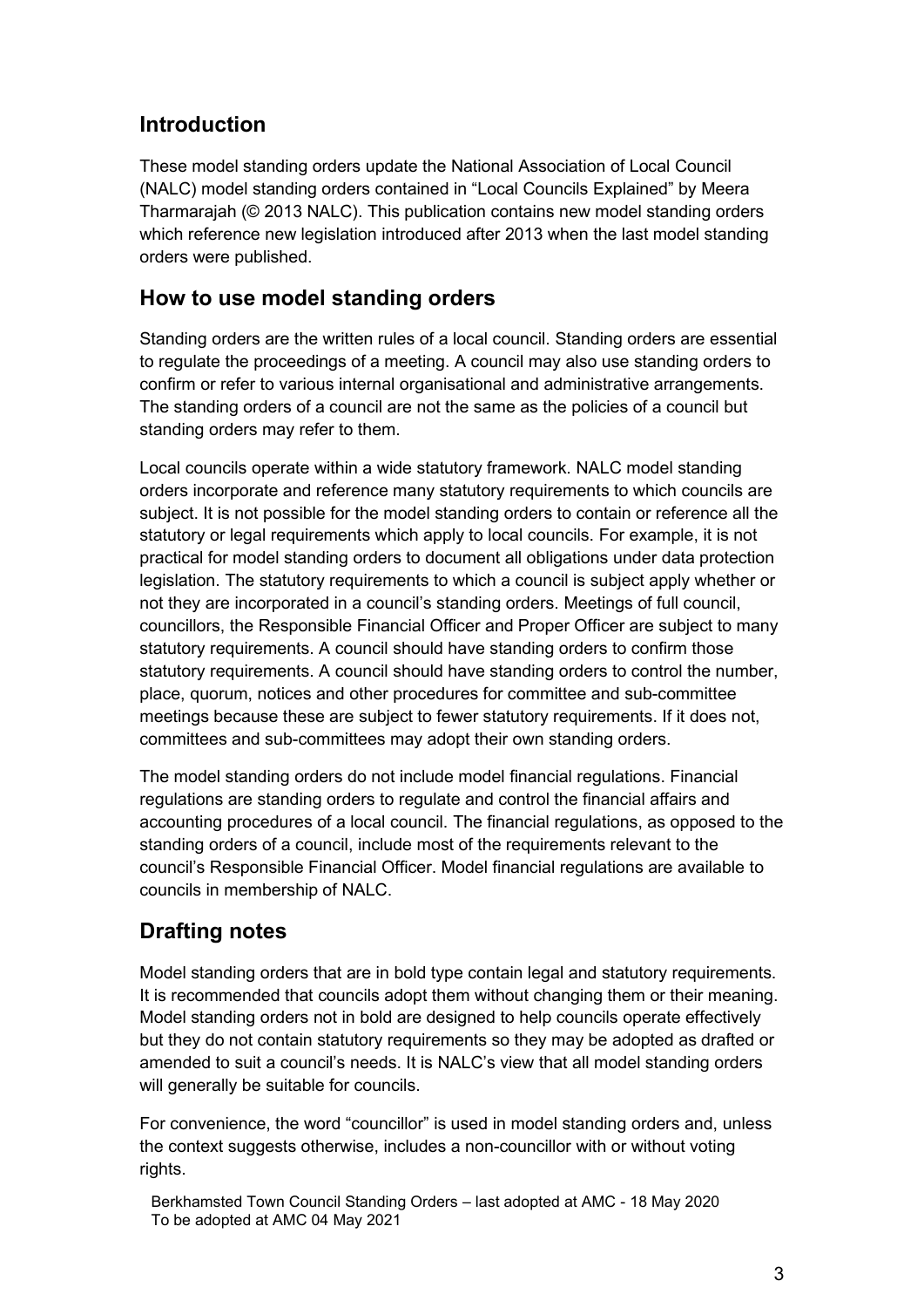## Introduction

These model standing orders update the National Association of Local Council (NALC) model standing orders contained in "Local Councils Explained" by Meera Tharmarajah (© 2013 NALC). This publication contains new model standing orders which reference new legislation introduced after 2013 when the last model standing orders were published.

## How to use model standing orders

Standing orders are the written rules of a local council. Standing orders are essential to regulate the proceedings of a meeting. A council may also use standing orders to confirm or refer to various internal organisational and administrative arrangements. The standing orders of a council are not the same as the policies of a council but standing orders may refer to them.

Local councils operate within a wide statutory framework. NALC model standing orders incorporate and reference many statutory requirements to which councils are subject. It is not possible for the model standing orders to contain or reference all the statutory or legal requirements which apply to local councils. For example, it is not practical for model standing orders to document all obligations under data protection legislation. The statutory requirements to which a council is subject apply whether or not they are incorporated in a council's standing orders. Meetings of full council, councillors, the Responsible Financial Officer and Proper Officer are subject to many statutory requirements. A council should have standing orders to confirm those statutory requirements. A council should have standing orders to control the number, place, quorum, notices and other procedures for committee and sub-committee meetings because these are subject to fewer statutory requirements. If it does not, committees and sub-committees may adopt their own standing orders.

The model standing orders do not include model financial regulations. Financial regulations are standing orders to regulate and control the financial affairs and accounting procedures of a local council. The financial regulations, as opposed to the standing orders of a council, include most of the requirements relevant to the council's Responsible Financial Officer. Model financial regulations are available to councils in membership of NALC.

## Drafting notes

Model standing orders that are in bold type contain legal and statutory requirements. It is recommended that councils adopt them without changing them or their meaning. Model standing orders not in bold are designed to help councils operate effectively but they do not contain statutory requirements so they may be adopted as drafted or amended to suit a council's needs. It is NALC's view that all model standing orders will generally be suitable for councils.

For convenience, the word "councillor" is used in model standing orders and, unless the context suggests otherwise, includes a non-councillor with or without voting rights.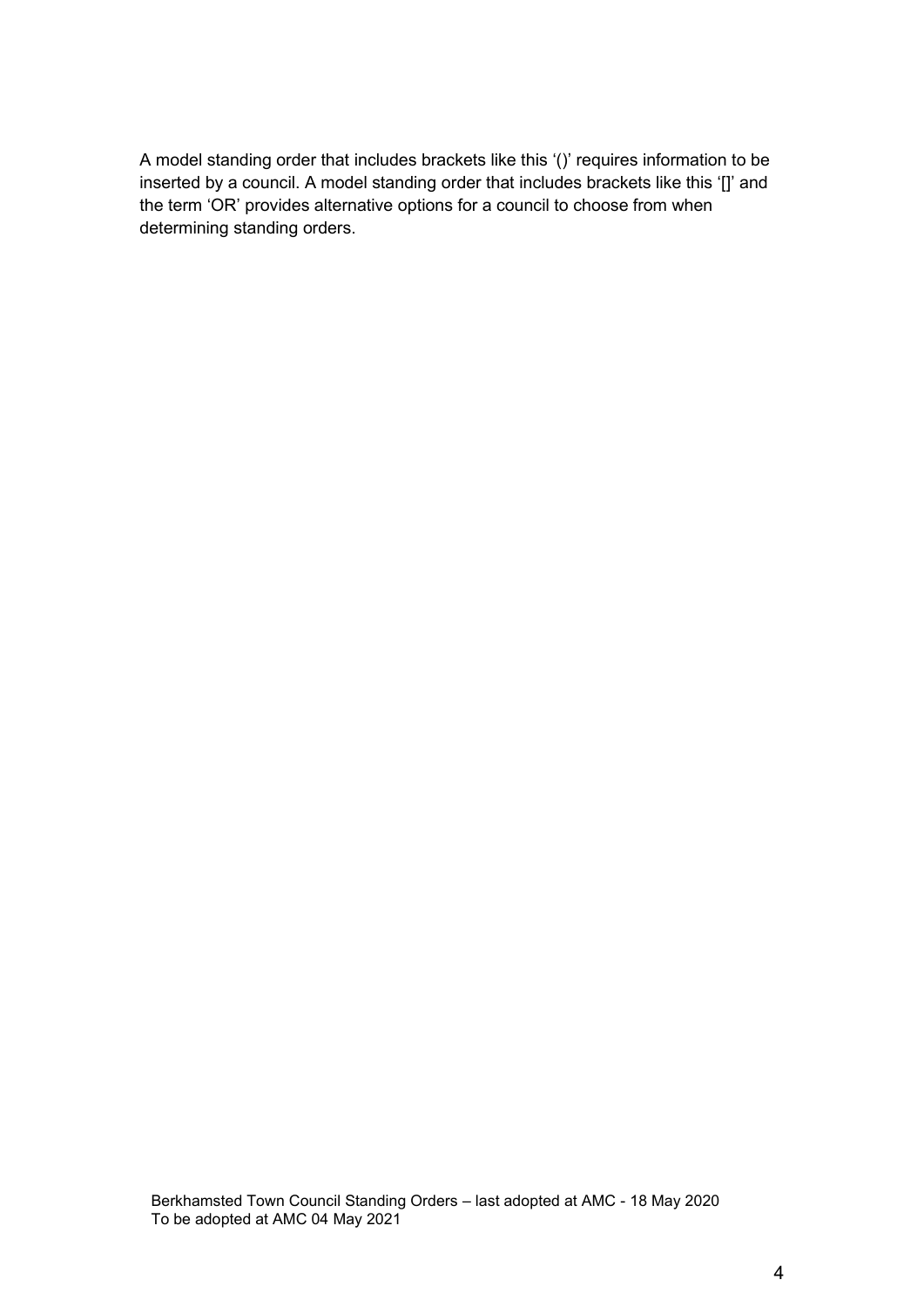A model standing order that includes brackets like this '()' requires information to be inserted by a council. A model standing order that includes brackets like this '[]' and the term 'OR' provides alternative options for a council to choose from when determining standing orders.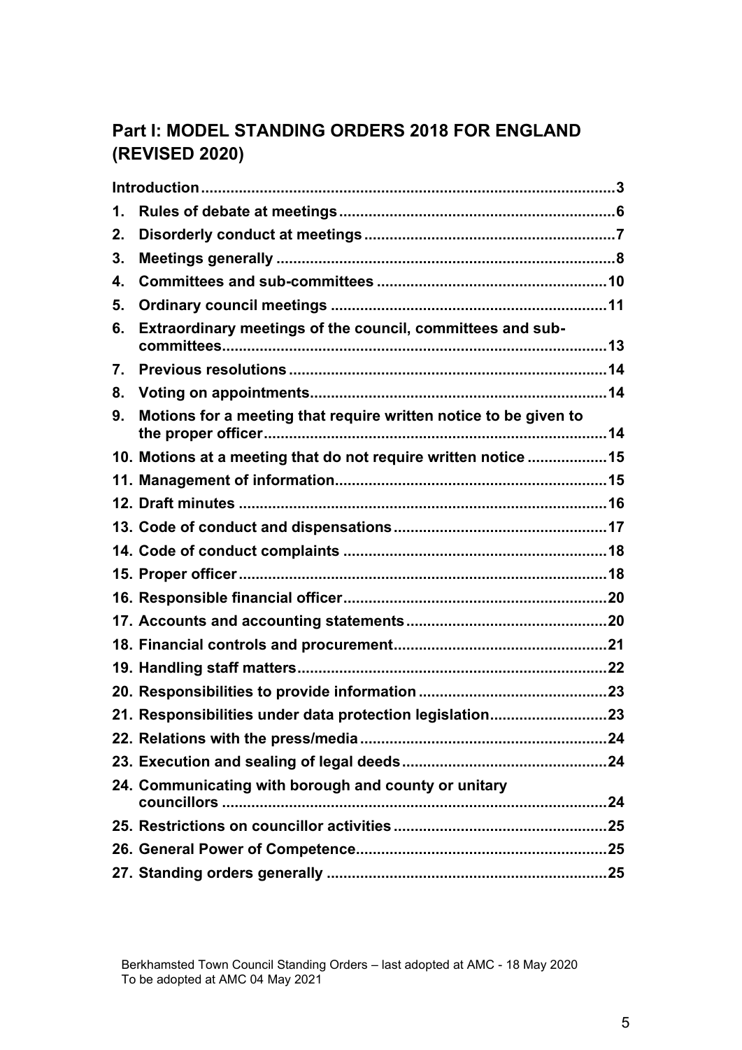## Part I: MODEL STANDING ORDERS 2018 FOR ENGLAND (REVISED 2020)

| | |
|---|---|
| **Introduction** | **3** |
| **1. Rules of debate at meetings** | **6** |
| **2. Disorderly conduct at meetings** | **7** |
| **3. Meetings generally** | **8** |
| **4. Committees and sub-committees** | **10** |
| **5. Ordinary council meetings** | **11** |
| **6. Extraordinary meetings of the council, committees and sub-committees** | **13** |
| **7. Previous resolutions** | **14** |
| **8. Voting on appointments** | **14** |
| **9. Motions for a meeting that require written notice to be given to the proper officer** | **14** |
| **10. Motions at a meeting that do not require written notice** | **15** |
| **11. Management of information** | **15** |
| **12. Draft minutes** | **16** |
| **13. Code of conduct and dispensations** | **17** |
| **14. Code of conduct complaints** | **18** |
| **15. Proper officer** | **18** |
| **16. Responsible financial officer** | **20** |
| **17. Accounts and accounting statements** | **20** |
| **18. Financial controls and procurement** | **21** |
| **19. Handling staff matters** | **22** |
| **20. Responsibilities to provide information** | **23** |
| **21. Responsibilities under data protection legislation** | **23** |
| **22. Relations with the press/media** | **24** |
| **23. Execution and sealing of legal deeds** | **24** |
| **24. Communicating with borough and county or unitary councillors** | **24** |
| **25. Restrictions on councillor activities** | **25** |
| **26. General Power of Competence** | **25** |
| **27. Standing orders generally** | **25** |

Berkhamsted Town Council Standing Orders – last adopted at AMC - 18 May 2020
To be adopted at AMC 04 May 2021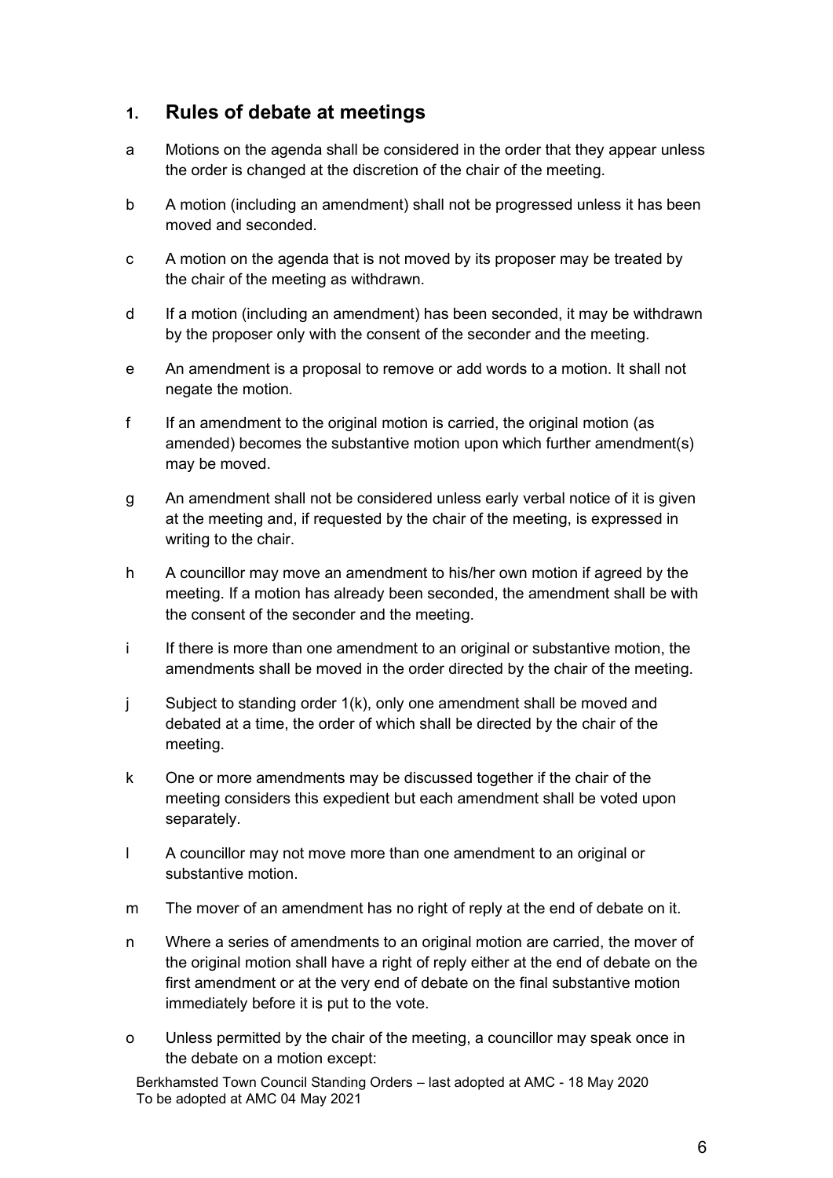## 1. Rules of debate at meetings

a Motions on the agenda shall be considered in the order that they appear unless the order is changed at the discretion of the chair of the meeting.

b A motion (including an amendment) shall not be progressed unless it has been moved and seconded.

c A motion on the agenda that is not moved by its proposer may be treated by the chair of the meeting as withdrawn.

d If a motion (including an amendment) has been seconded, it may be withdrawn by the proposer only with the consent of the seconder and the meeting.

e An amendment is a proposal to remove or add words to a motion. It shall not negate the motion.

f If an amendment to the original motion is carried, the original motion (as amended) becomes the substantive motion upon which further amendment(s) may be moved.

g An amendment shall not be considered unless early verbal notice of it is given at the meeting and, if requested by the chair of the meeting, is expressed in writing to the chair.

h A councillor may move an amendment to his/her own motion if agreed by the meeting. If a motion has already been seconded, the amendment shall be with the consent of the seconder and the meeting.

i If there is more than one amendment to an original or substantive motion, the amendments shall be moved in the order directed by the chair of the meeting.

j Subject to standing order 1(k), only one amendment shall be moved and debated at a time, the order of which shall be directed by the chair of the meeting.

k One or more amendments may be discussed together if the chair of the meeting considers this expedient but each amendment shall be voted upon separately.

l A councillor may not move more than one amendment to an original or substantive motion.

m The mover of an amendment has no right of reply at the end of debate on it.

n Where a series of amendments to an original motion are carried, the mover of the original motion shall have a right of reply either at the end of debate on the first amendment or at the very end of debate on the final substantive motion immediately before it is put to the vote.

o Unless permitted by the chair of the meeting, a councillor may speak once in the debate on a motion except: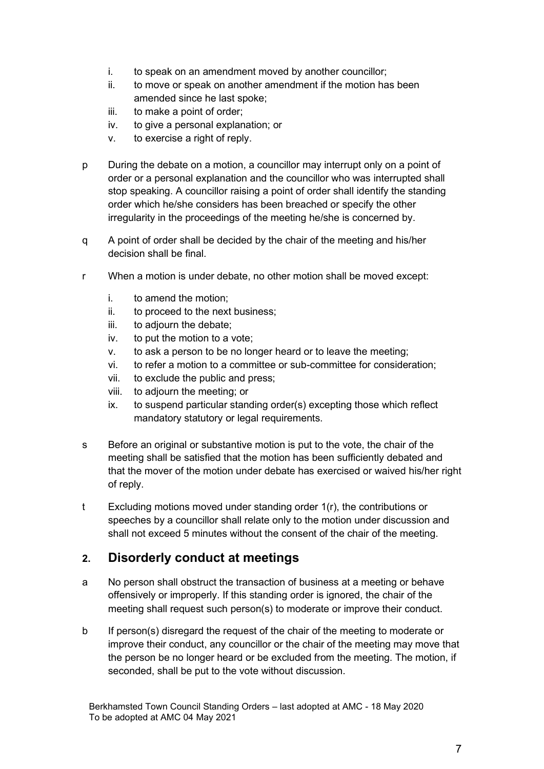- i. to speak on an amendment moved by another councillor;
- ii. to move or speak on another amendment if the motion has been amended since he last spoke;
- iii. to make a point of order;
- iv. to give a personal explanation; or
- v. to exercise a right of reply.

p During the debate on a motion, a councillor may interrupt only on a point of order or a personal explanation and the councillor who was interrupted shall stop speaking. A councillor raising a point of order shall identify the standing order which he/she considers has been breached or specify the other irregularity in the proceedings of the meeting he/she is concerned by.

q A point of order shall be decided by the chair of the meeting and his/her decision shall be final.

r When a motion is under debate, no other motion shall be moved except:

- i. to amend the motion;
- ii. to proceed to the next business;
- iii. to adjourn the debate;
- iv. to put the motion to a vote;
- v. to ask a person to be no longer heard or to leave the meeting;
- vi. to refer a motion to a committee or sub-committee for consideration;
- vii. to exclude the public and press;
- viii. to adjourn the meeting; or
- ix. to suspend particular standing order(s) excepting those which reflect mandatory statutory or legal requirements.

s Before an original or substantive motion is put to the vote, the chair of the meeting shall be satisfied that the motion has been sufficiently debated and that the mover of the motion under debate has exercised or waived his/her right of reply.

t Excluding motions moved under standing order 1(r), the contributions or speeches by a councillor shall relate only to the motion under discussion and shall not exceed 5 minutes without the consent of the chair of the meeting.

## 2. Disorderly conduct at meetings

a No person shall obstruct the transaction of business at a meeting or behave offensively or improperly. If this standing order is ignored, the chair of the meeting shall request such person(s) to moderate or improve their conduct.

b If person(s) disregard the request of the chair of the meeting to moderate or improve their conduct, any councillor or the chair of the meeting may move that the person be no longer heard or be excluded from the meeting. The motion, if seconded, shall be put to the vote without discussion.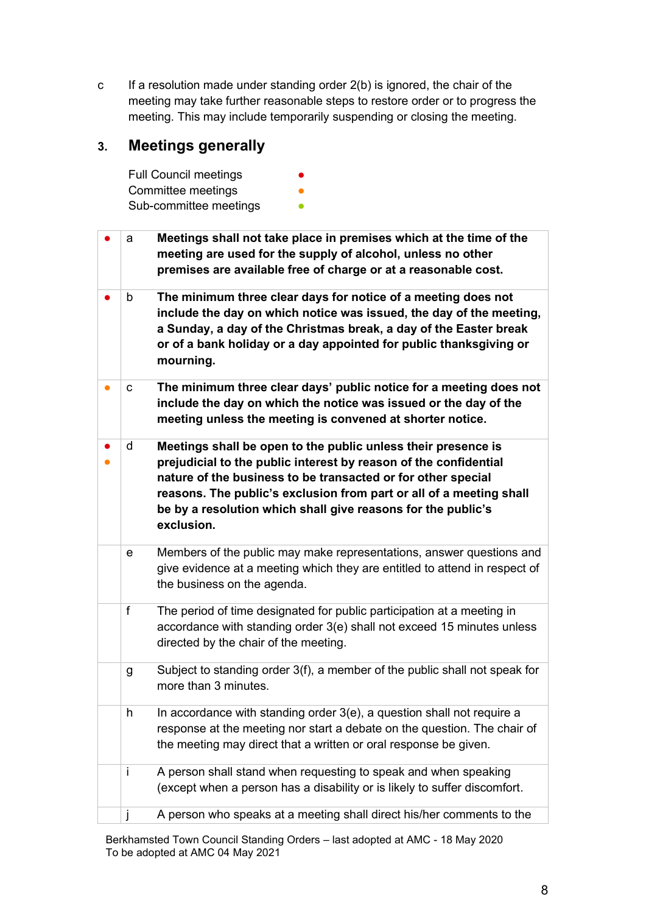c If a resolution made under standing order 2(b) is ignored, the chair of the meeting may take further reasonable steps to restore order or to progress the meeting. This may include temporarily suspending or closing the meeting.

## 3. Meetings generally

| | |
|---|---|
| Full Council meetings | ● (red) |
| Committee meetings | ● (orange) |
| Sub-committee meetings | ● (green) |

| | | |
|---|---|---|
| ● (red) | a | **Meetings shall not take place in premises which at the time of the meeting are used for the supply of alcohol, unless no other premises are available free of charge or at a reasonable cost.** |
| ● (red) | b | **The minimum three clear days for notice of a meeting does not include the day on which notice was issued, the day of the meeting, a Sunday, a day of the Christmas break, a day of the Easter break or of a bank holiday or a day appointed for public thanksgiving or mourning.** |
| ● (orange) | c | **The minimum three clear days' public notice for a meeting does not include the day on which the notice was issued or the day of the meeting unless the meeting is convened at shorter notice.** |
| ● (red) ● (orange) | d | **Meetings shall be open to the public unless their presence is prejudicial to the public interest by reason of the confidential nature of the business to be transacted or for other special reasons. The public's exclusion from part or all of a meeting shall be by a resolution which shall give reasons for the public's exclusion.** |
| | e | Members of the public may make representations, answer questions and give evidence at a meeting which they are entitled to attend in respect of the business on the agenda. |
| | f | The period of time designated for public participation at a meeting in accordance with standing order 3(e) shall not exceed 15 minutes unless directed by the chair of the meeting. |
| | g | Subject to standing order 3(f), a member of the public shall not speak for more than 3 minutes. |
| | h | In accordance with standing order 3(e), a question shall not require a response at the meeting nor start a debate on the question. The chair of the meeting may direct that a written or oral response be given. |
| | i | A person shall stand when requesting to speak and when speaking (except when a person has a disability or is likely to suffer discomfort. |
| | j | A person who speaks at a meeting shall direct his/her comments to the |

Berkhamsted Town Council Standing Orders – last adopted at AMC - 18 May 2020
To be adopted at AMC 04 May 2021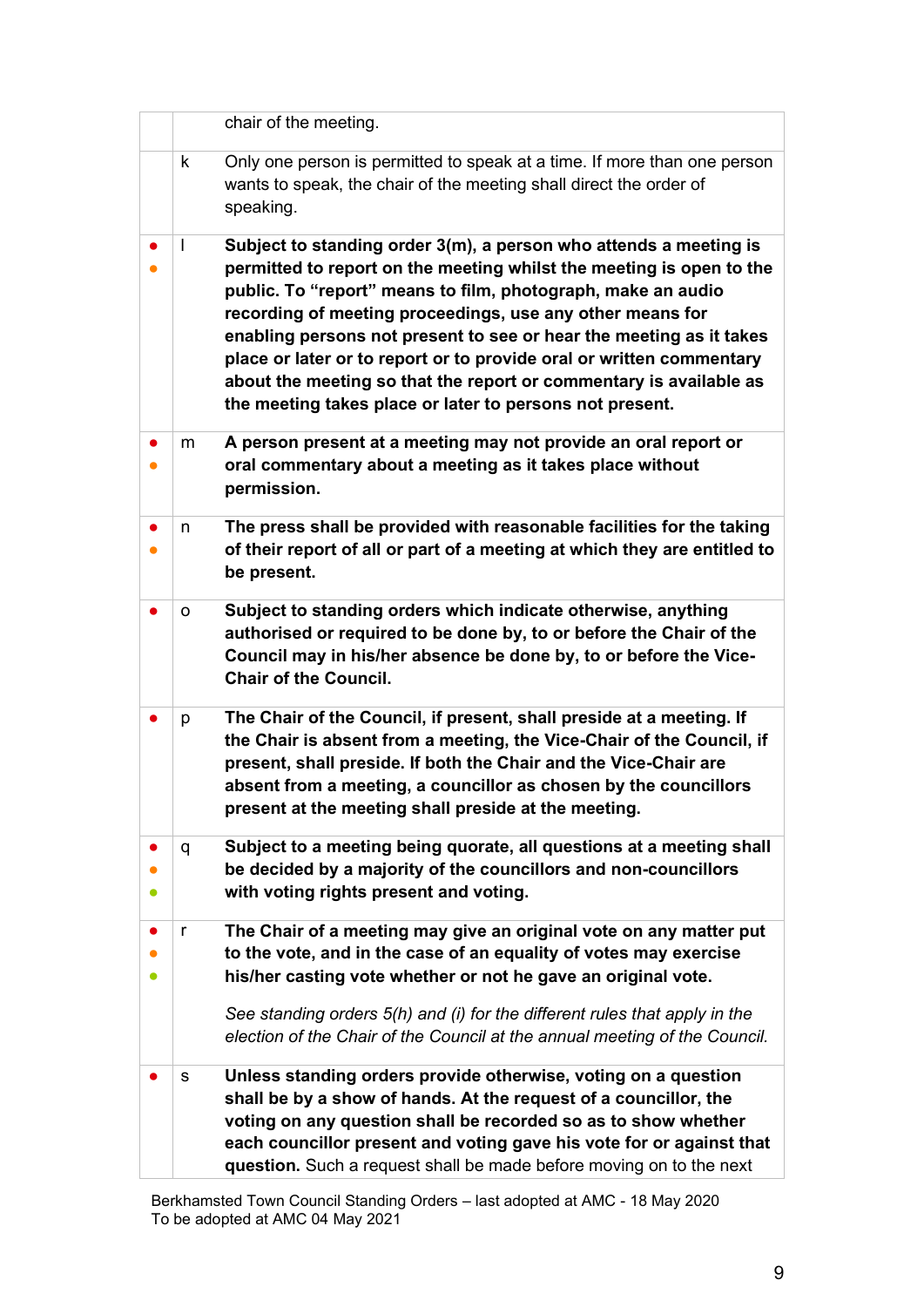| | | |
|---|---|---|
| | | chair of the meeting. |
| | k | Only one person is permitted to speak at a time. If more than one person wants to speak, the chair of the meeting shall direct the order of speaking. |
| ● ● | l | **Subject to standing order 3(m), a person who attends a meeting is permitted to report on the meeting whilst the meeting is open to the public. To "report" means to film, photograph, make an audio recording of meeting proceedings, use any other means for enabling persons not present to see or hear the meeting as it takes place or later or to report or to provide oral or written commentary about the meeting so that the report or commentary is available as the meeting takes place or later to persons not present.** |
| ● ● | m | **A person present at a meeting may not provide an oral report or oral commentary about a meeting as it takes place without permission.** |
| ● ● | n | **The press shall be provided with reasonable facilities for the taking of their report of all or part of a meeting at which they are entitled to be present.** |
| ● | o | **Subject to standing orders which indicate otherwise, anything authorised or required to be done by, to or before the Chair of the Council may in his/her absence be done by, to or before the Vice-Chair of the Council.** |
| ● | p | **The Chair of the Council, if present, shall preside at a meeting. If the Chair is absent from a meeting, the Vice-Chair of the Council, if present, shall preside. If both the Chair and the Vice-Chair are absent from a meeting, a councillor as chosen by the councillors present at the meeting shall preside at the meeting.** |
| ● ● ● | q | **Subject to a meeting being quorate, all questions at a meeting shall be decided by a majority of the councillors and non-councillors with voting rights present and voting.** |
| ● ● ● | r | **The Chair of a meeting may give an original vote on any matter put to the vote, and in the case of an equality of votes may exercise his/her casting vote whether or not he gave an original vote.**<br><br>*See standing orders 5(h) and (i) for the different rules that apply in the election of the Chair of the Council at the annual meeting of the Council.* |
| ● | s | **Unless standing orders provide otherwise, voting on a question shall be by a show of hands. At the request of a councillor, the voting on any question shall be recorded so as to show whether each councillor present and voting gave his vote for or against that question.** Such a request shall be made before moving on to the next |

Berkhamsted Town Council Standing Orders – last adopted at AMC - 18 May 2020
To be adopted at AMC 04 May 2021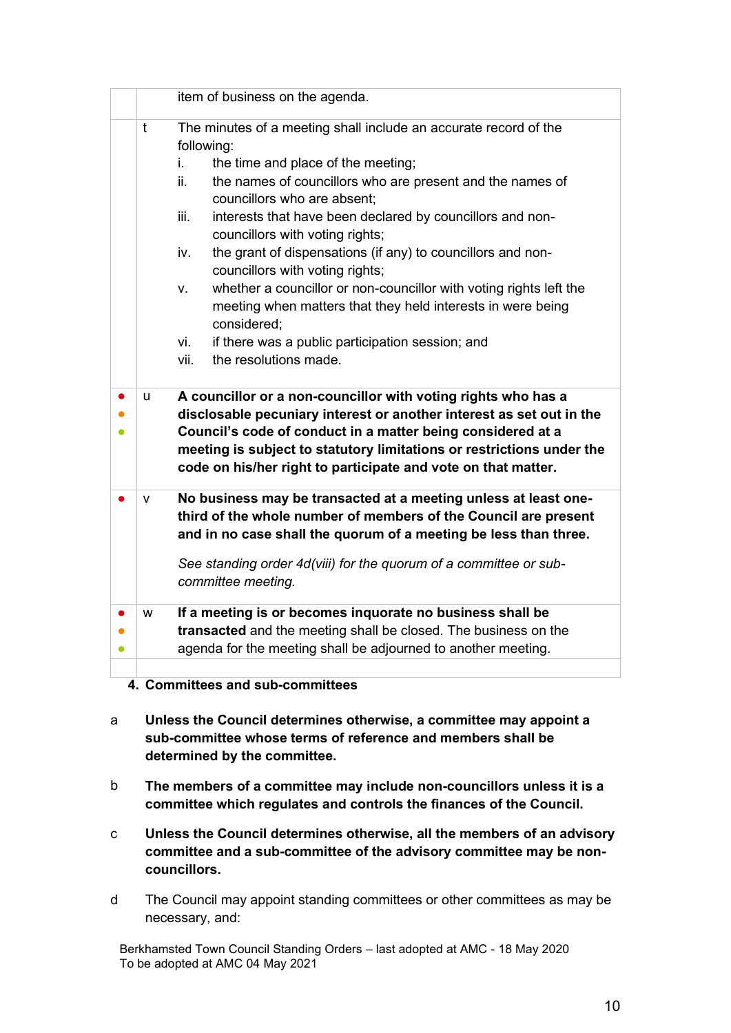| | | |
|---|---|---|
| | | item of business on the agenda. |
| | t | The minutes of a meeting shall include an accurate record of the following:<br>i. the time and place of the meeting;<br>ii. the names of councillors who are present and the names of councillors who are absent;<br>iii. interests that have been declared by councillors and non-councillors with voting rights;<br>iv. the grant of dispensations (if any) to councillors and non-councillors with voting rights;<br>v. whether a councillor or non-councillor with voting rights left the meeting when matters that they held interests in were being considered;<br>vi. if there was a public participation session; and<br>vii. the resolutions made. |
| ●<br>●<br>● | u | **A councillor or a non-councillor with voting rights who has a disclosable pecuniary interest or another interest as set out in the Council's code of conduct in a matter being considered at a meeting is subject to statutory limitations or restrictions under the code on his/her right to participate and vote on that matter.** |
| ● | v | **No business may be transacted at a meeting unless at least one-third of the whole number of members of the Council are present and in no case shall the quorum of a meeting be less than three.**<br><br>*See standing order 4d(viii) for the quorum of a committee or sub-committee meeting.* |
| ●<br>●<br>● | w | **If a meeting is or becomes inquorate no business shall be transacted** and the meeting shall be closed. The business on the agenda for the meeting shall be adjourned to another meeting. |

## 4. Committees and sub-committees

a **Unless the Council determines otherwise, a committee may appoint a sub-committee whose terms of reference and members shall be determined by the committee.**

b **The members of a committee may include non-councillors unless it is a committee which regulates and controls the finances of the Council.**

c **Unless the Council determines otherwise, all the members of an advisory committee and a sub-committee of the advisory committee may be non-councillors.**

d The Council may appoint standing committees or other committees as may be necessary, and:

Berkhamsted Town Council Standing Orders – last adopted at AMC - 18 May 2020
To be adopted at AMC 04 May 2021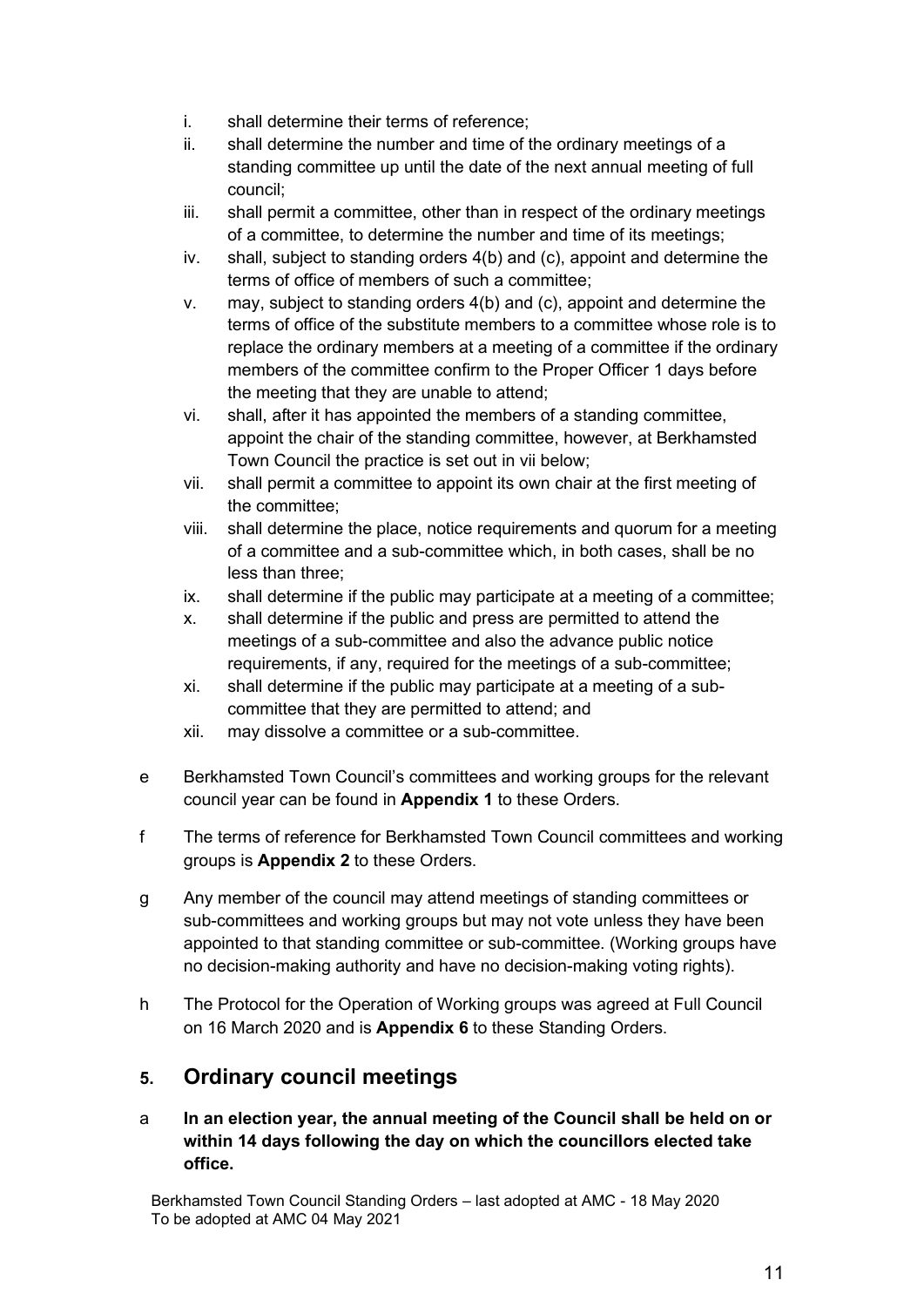i. shall determine their terms of reference;
ii. shall determine the number and time of the ordinary meetings of a standing committee up until the date of the next annual meeting of full council;
iii. shall permit a committee, other than in respect of the ordinary meetings of a committee, to determine the number and time of its meetings;
iv. shall, subject to standing orders 4(b) and (c), appoint and determine the terms of office of members of such a committee;
v. may, subject to standing orders 4(b) and (c), appoint and determine the terms of office of the substitute members to a committee whose role is to replace the ordinary members at a meeting of a committee if the ordinary members of the committee confirm to the Proper Officer 1 days before the meeting that they are unable to attend;
vi. shall, after it has appointed the members of a standing committee, appoint the chair of the standing committee, however, at Berkhamsted Town Council the practice is set out in vii below;
vii. shall permit a committee to appoint its own chair at the first meeting of the committee;
viii. shall determine the place, notice requirements and quorum for a meeting of a committee and a sub-committee which, in both cases, shall be no less than three;
ix. shall determine if the public may participate at a meeting of a committee;
x. shall determine if the public and press are permitted to attend the meetings of a sub-committee and also the advance public notice requirements, if any, required for the meetings of a sub-committee;
xi. shall determine if the public may participate at a meeting of a sub-committee that they are permitted to attend; and
xii. may dissolve a committee or a sub-committee.

e Berkhamsted Town Council's committees and working groups for the relevant council year can be found in **Appendix 1** to these Orders.

f The terms of reference for Berkhamsted Town Council committees and working groups is **Appendix 2** to these Orders.

g Any member of the council may attend meetings of standing committees or sub-committees and working groups but may not vote unless they have been appointed to that standing committee or sub-committee. (Working groups have no decision-making authority and have no decision-making voting rights).

h The Protocol for the Operation of Working groups was agreed at Full Council on 16 March 2020 and is **Appendix 6** to these Standing Orders.

## 5. Ordinary council meetings

a **In an election year, the annual meeting of the Council shall be held on or within 14 days following the day on which the councillors elected take office.**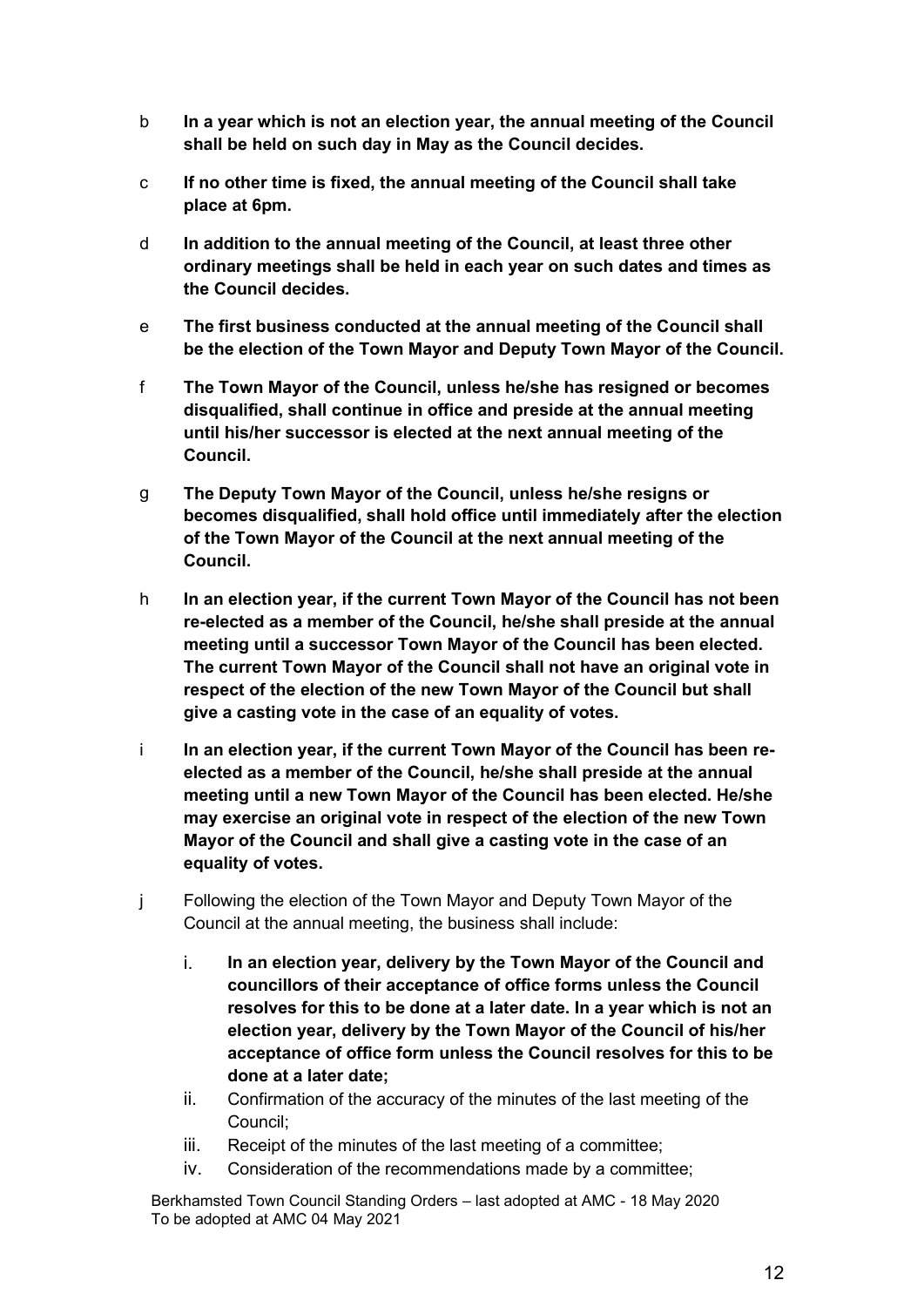b **In a year which is not an election year, the annual meeting of the Council shall be held on such day in May as the Council decides.**

c **If no other time is fixed, the annual meeting of the Council shall take place at 6pm.**

d **In addition to the annual meeting of the Council, at least three other ordinary meetings shall be held in each year on such dates and times as the Council decides.**

e **The first business conducted at the annual meeting of the Council shall be the election of the Town Mayor and Deputy Town Mayor of the Council.**

f **The Town Mayor of the Council, unless he/she has resigned or becomes disqualified, shall continue in office and preside at the annual meeting until his/her successor is elected at the next annual meeting of the Council.**

g **The Deputy Town Mayor of the Council, unless he/she resigns or becomes disqualified, shall hold office until immediately after the election of the Town Mayor of the Council at the next annual meeting of the Council.**

h **In an election year, if the current Town Mayor of the Council has not been re-elected as a member of the Council, he/she shall preside at the annual meeting until a successor Town Mayor of the Council has been elected. The current Town Mayor of the Council shall not have an original vote in respect of the election of the new Town Mayor of the Council but shall give a casting vote in the case of an equality of votes.**

i **In an election year, if the current Town Mayor of the Council has been re-elected as a member of the Council, he/she shall preside at the annual meeting until a new Town Mayor of the Council has been elected. He/she may exercise an original vote in respect of the election of the new Town Mayor of the Council and shall give a casting vote in the case of an equality of votes.**

j Following the election of the Town Mayor and Deputy Town Mayor of the Council at the annual meeting, the business shall include:

i. **In an election year, delivery by the Town Mayor of the Council and councillors of their acceptance of office forms unless the Council resolves for this to be done at a later date. In a year which is not an election year, delivery by the Town Mayor of the Council of his/her acceptance of office form unless the Council resolves for this to be done at a later date;**

ii. Confirmation of the accuracy of the minutes of the last meeting of the Council;

iii. Receipt of the minutes of the last meeting of a committee;

iv. Consideration of the recommendations made by a committee;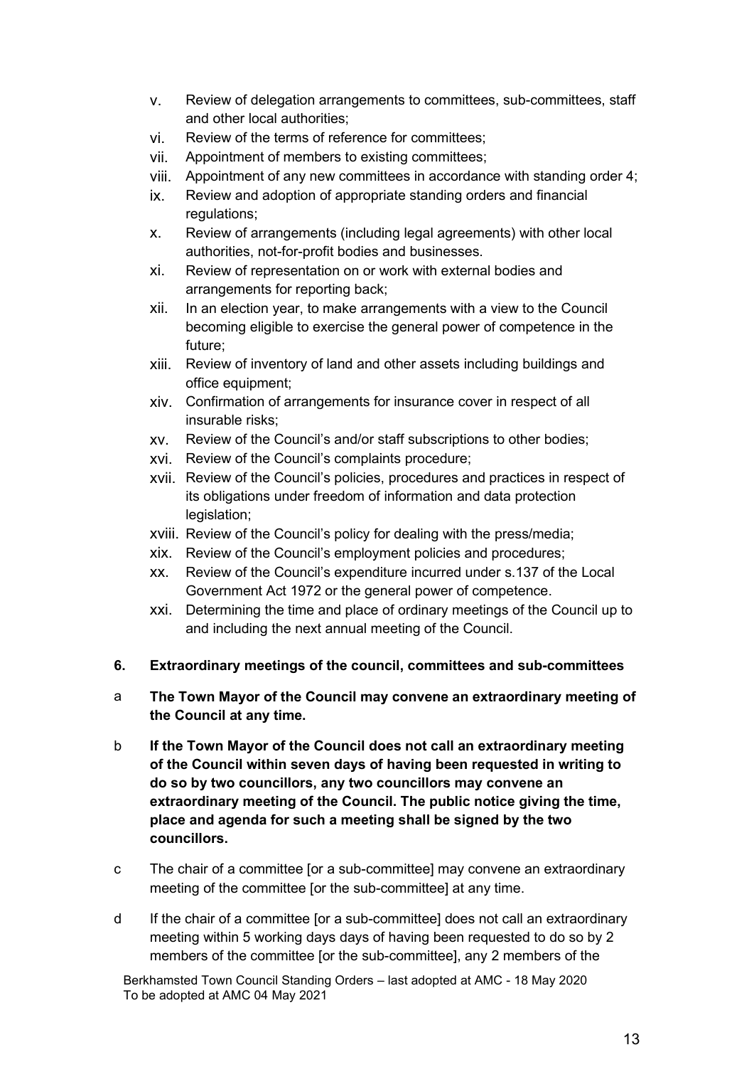v. Review of delegation arrangements to committees, sub-committees, staff and other local authorities;
vi. Review of the terms of reference for committees;
vii. Appointment of members to existing committees;
viii. Appointment of any new committees in accordance with standing order 4;
ix. Review and adoption of appropriate standing orders and financial regulations;
x. Review of arrangements (including legal agreements) with other local authorities, not-for-profit bodies and businesses.
xi. Review of representation on or work with external bodies and arrangements for reporting back;
xii. In an election year, to make arrangements with a view to the Council becoming eligible to exercise the general power of competence in the future;
xiii. Review of inventory of land and other assets including buildings and office equipment;
xiv. Confirmation of arrangements for insurance cover in respect of all insurable risks;
xv. Review of the Council's and/or staff subscriptions to other bodies;
xvi. Review of the Council's complaints procedure;
xvii. Review of the Council's policies, procedures and practices in respect of its obligations under freedom of information and data protection legislation;
xviii. Review of the Council's policy for dealing with the press/media;
xix. Review of the Council's employment policies and procedures;
xx. Review of the Council's expenditure incurred under s.137 of the Local Government Act 1972 or the general power of competence.
xxi. Determining the time and place of ordinary meetings of the Council up to and including the next annual meeting of the Council.

## 6. Extraordinary meetings of the council, committees and sub-committees

a **The Town Mayor of the Council may convene an extraordinary meeting of the Council at any time.**

b **If the Town Mayor of the Council does not call an extraordinary meeting of the Council within seven days of having been requested in writing to do so by two councillors, any two councillors may convene an extraordinary meeting of the Council. The public notice giving the time, place and agenda for such a meeting shall be signed by the two councillors.**

c The chair of a committee [or a sub-committee] may convene an extraordinary meeting of the committee [or the sub-committee] at any time.

d If the chair of a committee [or a sub-committee] does not call an extraordinary meeting within 5 working days days of having been requested to do so by 2 members of the committee [or the sub-committee], any 2 members of the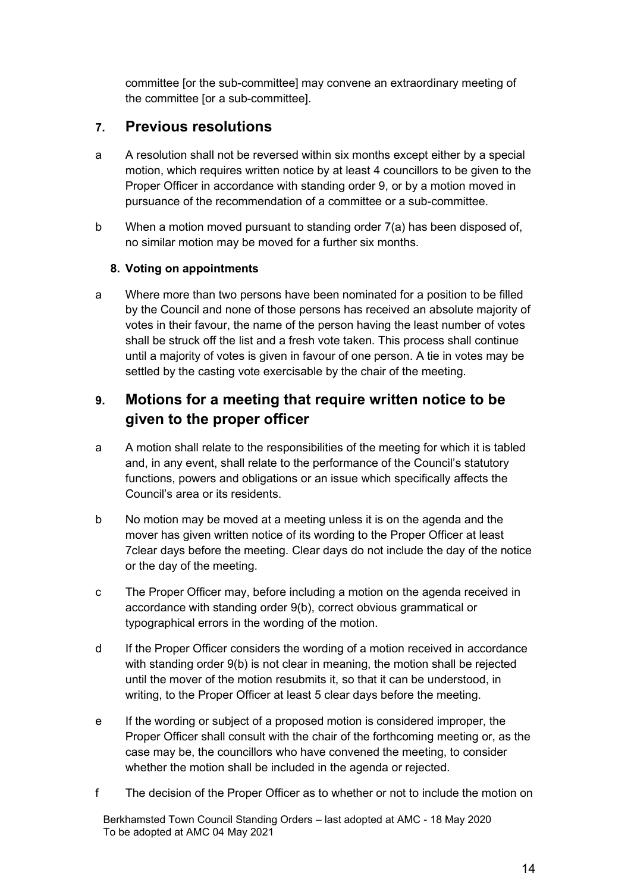committee [or the sub-committee] may convene an extraordinary meeting of the committee [or a sub-committee].

## 7. Previous resolutions

a A resolution shall not be reversed within six months except either by a special motion, which requires written notice by at least 4 councillors to be given to the Proper Officer in accordance with standing order 9, or by a motion moved in pursuance of the recommendation of a committee or a sub-committee.

b When a motion moved pursuant to standing order 7(a) has been disposed of, no similar motion may be moved for a further six months.

**8. Voting on appointments**

a Where more than two persons have been nominated for a position to be filled by the Council and none of those persons has received an absolute majority of votes in their favour, the name of the person having the least number of votes shall be struck off the list and a fresh vote taken. This process shall continue until a majority of votes is given in favour of one person. A tie in votes may be settled by the casting vote exercisable by the chair of the meeting.

## 9. Motions for a meeting that require written notice to be given to the proper officer

a A motion shall relate to the responsibilities of the meeting for which it is tabled and, in any event, shall relate to the performance of the Council's statutory functions, powers and obligations or an issue which specifically affects the Council's area or its residents.

b No motion may be moved at a meeting unless it is on the agenda and the mover has given written notice of its wording to the Proper Officer at least 7clear days before the meeting. Clear days do not include the day of the notice or the day of the meeting.

c The Proper Officer may, before including a motion on the agenda received in accordance with standing order 9(b), correct obvious grammatical or typographical errors in the wording of the motion.

d If the Proper Officer considers the wording of a motion received in accordance with standing order 9(b) is not clear in meaning, the motion shall be rejected until the mover of the motion resubmits it, so that it can be understood, in writing, to the Proper Officer at least 5 clear days before the meeting.

e If the wording or subject of a proposed motion is considered improper, the Proper Officer shall consult with the chair of the forthcoming meeting or, as the case may be, the councillors who have convened the meeting, to consider whether the motion shall be included in the agenda or rejected.

f The decision of the Proper Officer as to whether or not to include the motion on

Berkhamsted Town Council Standing Orders – last adopted at AMC - 18 May 2020
To be adopted at AMC 04 May 2021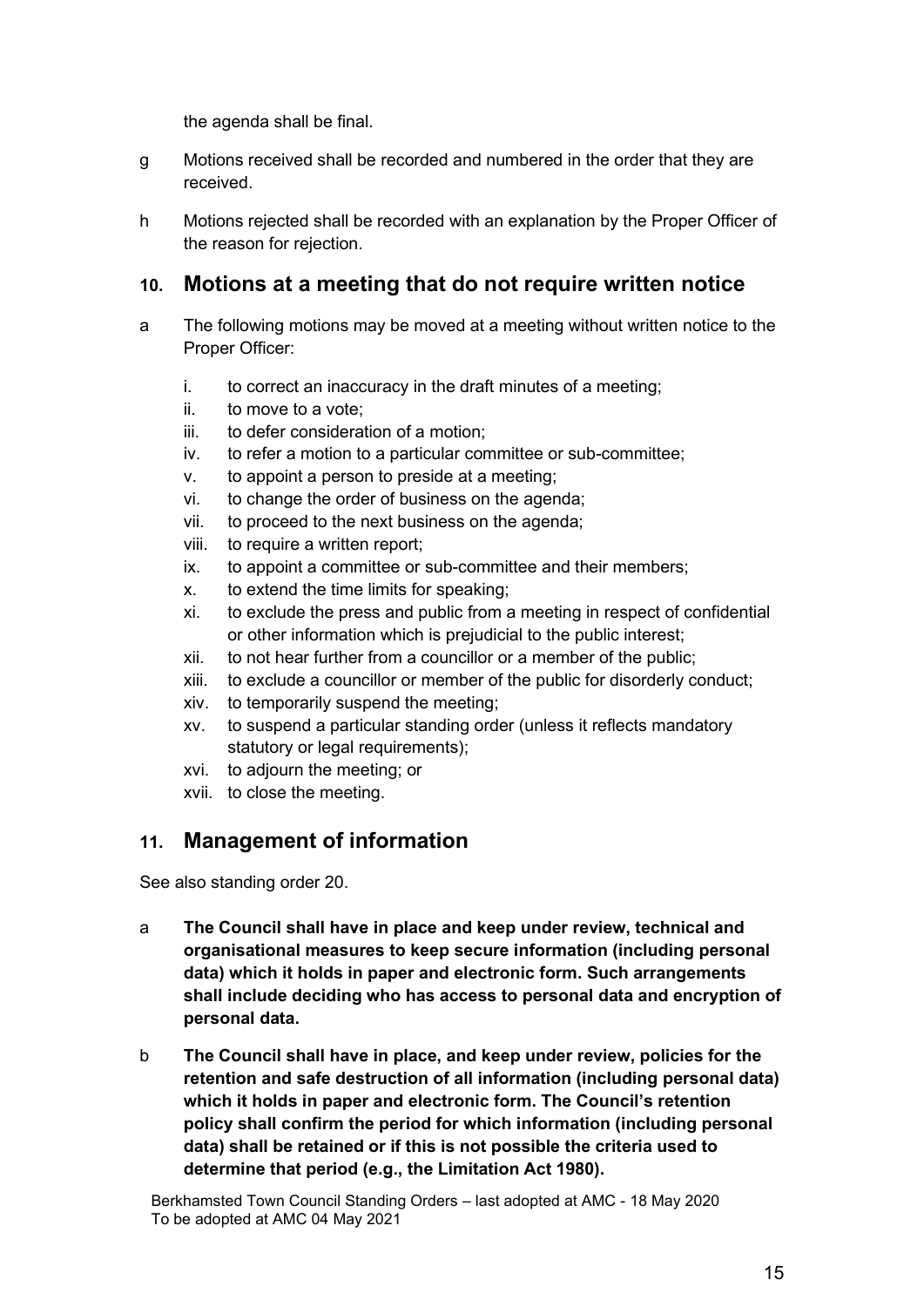the agenda shall be final.

g Motions received shall be recorded and numbered in the order that they are received.

h Motions rejected shall be recorded with an explanation by the Proper Officer of the reason for rejection.

## 10. Motions at a meeting that do not require written notice

a The following motions may be moved at a meeting without written notice to the Proper Officer:

i. to correct an inaccuracy in the draft minutes of a meeting;
ii. to move to a vote;
iii. to defer consideration of a motion;
iv. to refer a motion to a particular committee or sub-committee;
v. to appoint a person to preside at a meeting;
vi. to change the order of business on the agenda;
vii. to proceed to the next business on the agenda;
viii. to require a written report;
ix. to appoint a committee or sub-committee and their members;
x. to extend the time limits for speaking;
xi. to exclude the press and public from a meeting in respect of confidential or other information which is prejudicial to the public interest;
xii. to not hear further from a councillor or a member of the public;
xiii. to exclude a councillor or member of the public for disorderly conduct;
xiv. to temporarily suspend the meeting;
xv. to suspend a particular standing order (unless it reflects mandatory statutory or legal requirements);
xvi. to adjourn the meeting; or
xvii. to close the meeting.

## 11. Management of information

See also standing order 20.

a **The Council shall have in place and keep under review, technical and organisational measures to keep secure information (including personal data) which it holds in paper and electronic form. Such arrangements shall include deciding who has access to personal data and encryption of personal data.**

b **The Council shall have in place, and keep under review, policies for the retention and safe destruction of all information (including personal data) which it holds in paper and electronic form. The Council's retention policy shall confirm the period for which information (including personal data) shall be retained or if this is not possible the criteria used to determine that period (e.g., the Limitation Act 1980).**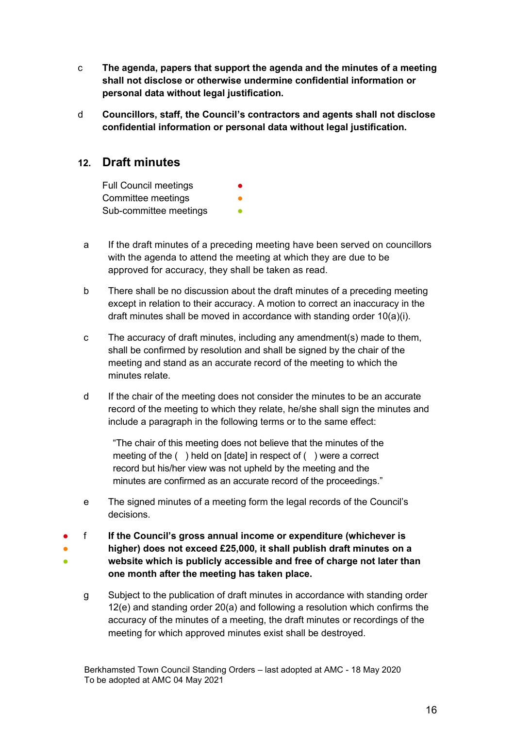c **The agenda, papers that support the agenda and the minutes of a meeting shall not disclose or otherwise undermine confidential information or personal data without legal justification.**

d **Councillors, staff, the Council's contractors and agents shall not disclose confidential information or personal data without legal justification.**

## 12. Draft minutes

Full Council meetings ●
Committee meetings ●
Sub-committee meetings ●

a If the draft minutes of a preceding meeting have been served on councillors with the agenda to attend the meeting at which they are due to be approved for accuracy, they shall be taken as read.

b There shall be no discussion about the draft minutes of a preceding meeting except in relation to their accuracy. A motion to correct an inaccuracy in the draft minutes shall be moved in accordance with standing order 10(a)(i).

c The accuracy of draft minutes, including any amendment(s) made to them, shall be confirmed by resolution and shall be signed by the chair of the meeting and stand as an accurate record of the meeting to which the minutes relate.

d If the chair of the meeting does not consider the minutes to be an accurate record of the meeting to which they relate, he/she shall sign the minutes and include a paragraph in the following terms or to the same effect:

> "The chair of this meeting does not believe that the minutes of the meeting of the ( ) held on [date] in respect of ( ) were a correct record but his/her view was not upheld by the meeting and the minutes are confirmed as an accurate record of the proceedings."

e The signed minutes of a meeting form the legal records of the Council's decisions.

● ● ● f **If the Council's gross annual income or expenditure (whichever is higher) does not exceed £25,000, it shall publish draft minutes on a website which is publicly accessible and free of charge not later than one month after the meeting has taken place.**

g Subject to the publication of draft minutes in accordance with standing order 12(e) and standing order 20(a) and following a resolution which confirms the accuracy of the minutes of a meeting, the draft minutes or recordings of the meeting for which approved minutes exist shall be destroyed.

Berkhamsted Town Council Standing Orders – last adopted at AMC - 18 May 2020
To be adopted at AMC 04 May 2021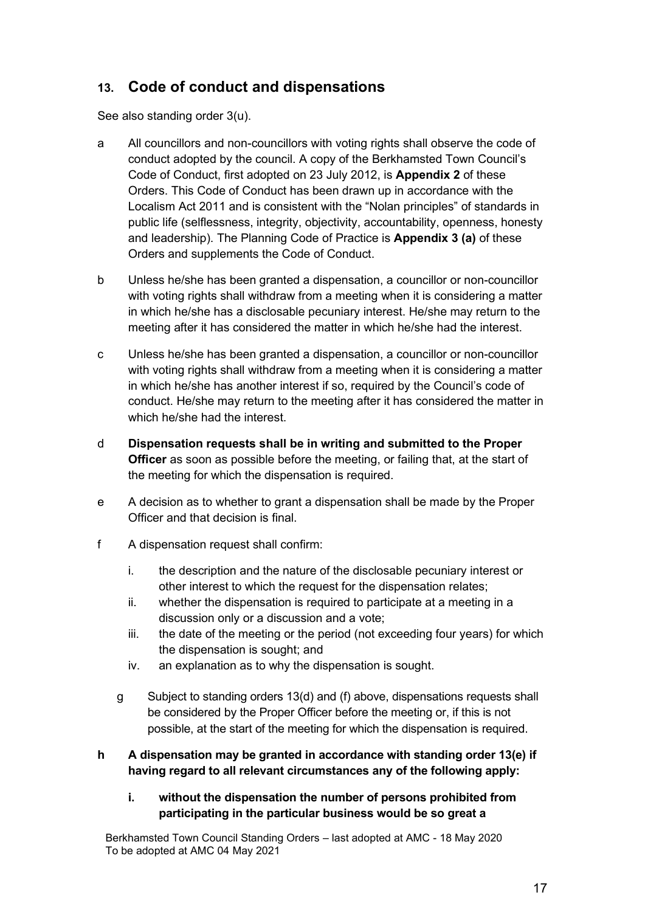## 13. Code of conduct and dispensations

See also standing order 3(u).

a All councillors and non-councillors with voting rights shall observe the code of conduct adopted by the council. A copy of the Berkhamsted Town Council's Code of Conduct, first adopted on 23 July 2012, is **Appendix 2** of these Orders. This Code of Conduct has been drawn up in accordance with the Localism Act 2011 and is consistent with the "Nolan principles" of standards in public life (selflessness, integrity, objectivity, accountability, openness, honesty and leadership). The Planning Code of Practice is **Appendix 3 (a)** of these Orders and supplements the Code of Conduct.

b Unless he/she has been granted a dispensation, a councillor or non-councillor with voting rights shall withdraw from a meeting when it is considering a matter in which he/she has a disclosable pecuniary interest. He/she may return to the meeting after it has considered the matter in which he/she had the interest.

c Unless he/she has been granted a dispensation, a councillor or non-councillor with voting rights shall withdraw from a meeting when it is considering a matter in which he/she has another interest if so, required by the Council's code of conduct. He/she may return to the meeting after it has considered the matter in which he/she had the interest.

d **Dispensation requests shall be in writing and submitted to the Proper Officer** as soon as possible before the meeting, or failing that, at the start of the meeting for which the dispensation is required.

e A decision as to whether to grant a dispensation shall be made by the Proper Officer and that decision is final.

f A dispensation request shall confirm:

i. the description and the nature of the disclosable pecuniary interest or other interest to which the request for the dispensation relates;
ii. whether the dispensation is required to participate at a meeting in a discussion only or a discussion and a vote;
iii. the date of the meeting or the period (not exceeding four years) for which the dispensation is sought; and
iv. an explanation as to why the dispensation is sought.

g Subject to standing orders 13(d) and (f) above, dispensations requests shall be considered by the Proper Officer before the meeting or, if this is not possible, at the start of the meeting for which the dispensation is required.

**h A dispensation may be granted in accordance with standing order 13(e) if having regard to all relevant circumstances any of the following apply:**

**i. without the dispensation the number of persons prohibited from participating in the particular business would be so great a**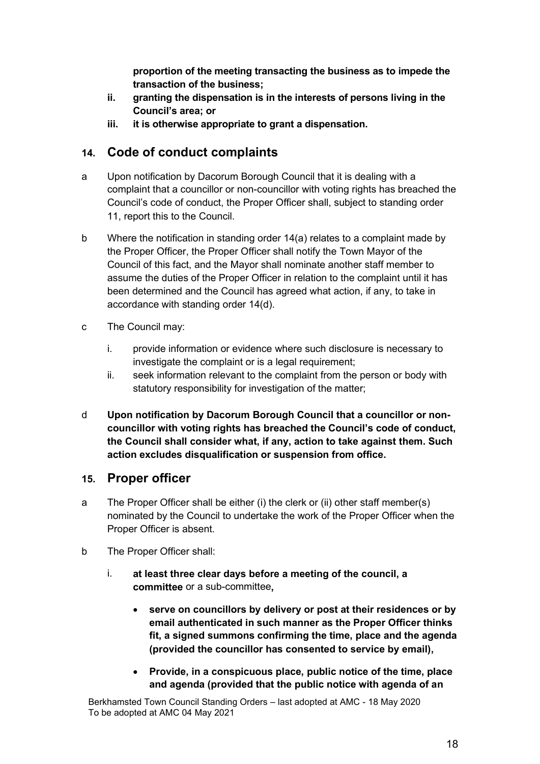**proportion of the meeting transacting the business as to impede the transaction of the business;**

ii. **granting the dispensation is in the interests of persons living in the Council's area; or**

iii. **it is otherwise appropriate to grant a dispensation.**

## 14. Code of conduct complaints

a Upon notification by Dacorum Borough Council that it is dealing with a complaint that a councillor or non-councillor with voting rights has breached the Council's code of conduct, the Proper Officer shall, subject to standing order 11, report this to the Council.

b Where the notification in standing order 14(a) relates to a complaint made by the Proper Officer, the Proper Officer shall notify the Town Mayor of the Council of this fact, and the Mayor shall nominate another staff member to assume the duties of the Proper Officer in relation to the complaint until it has been determined and the Council has agreed what action, if any, to take in accordance with standing order 14(d).

c The Council may:

i. provide information or evidence where such disclosure is necessary to investigate the complaint or is a legal requirement;

ii. seek information relevant to the complaint from the person or body with statutory responsibility for investigation of the matter;

d **Upon notification by Dacorum Borough Council that a councillor or non-councillor with voting rights has breached the Council's code of conduct, the Council shall consider what, if any, action to take against them. Such action excludes disqualification or suspension from office.**

## 15. Proper officer

a The Proper Officer shall be either (i) the clerk or (ii) other staff member(s) nominated by the Council to undertake the work of the Proper Officer when the Proper Officer is absent.

b The Proper Officer shall:

i. **at least three clear days before a meeting of the council, a committee** or a sub-committee**,**

- **serve on councillors by delivery or post at their residences or by email authenticated in such manner as the Proper Officer thinks fit, a signed summons confirming the time, place and the agenda (provided the councillor has consented to service by email),**

- **Provide, in a conspicuous place, public notice of the time, place and agenda (provided that the public notice with agenda of an**

Berkhamsted Town Council Standing Orders – last adopted at AMC - 18 May 2020
To be adopted at AMC 04 May 2021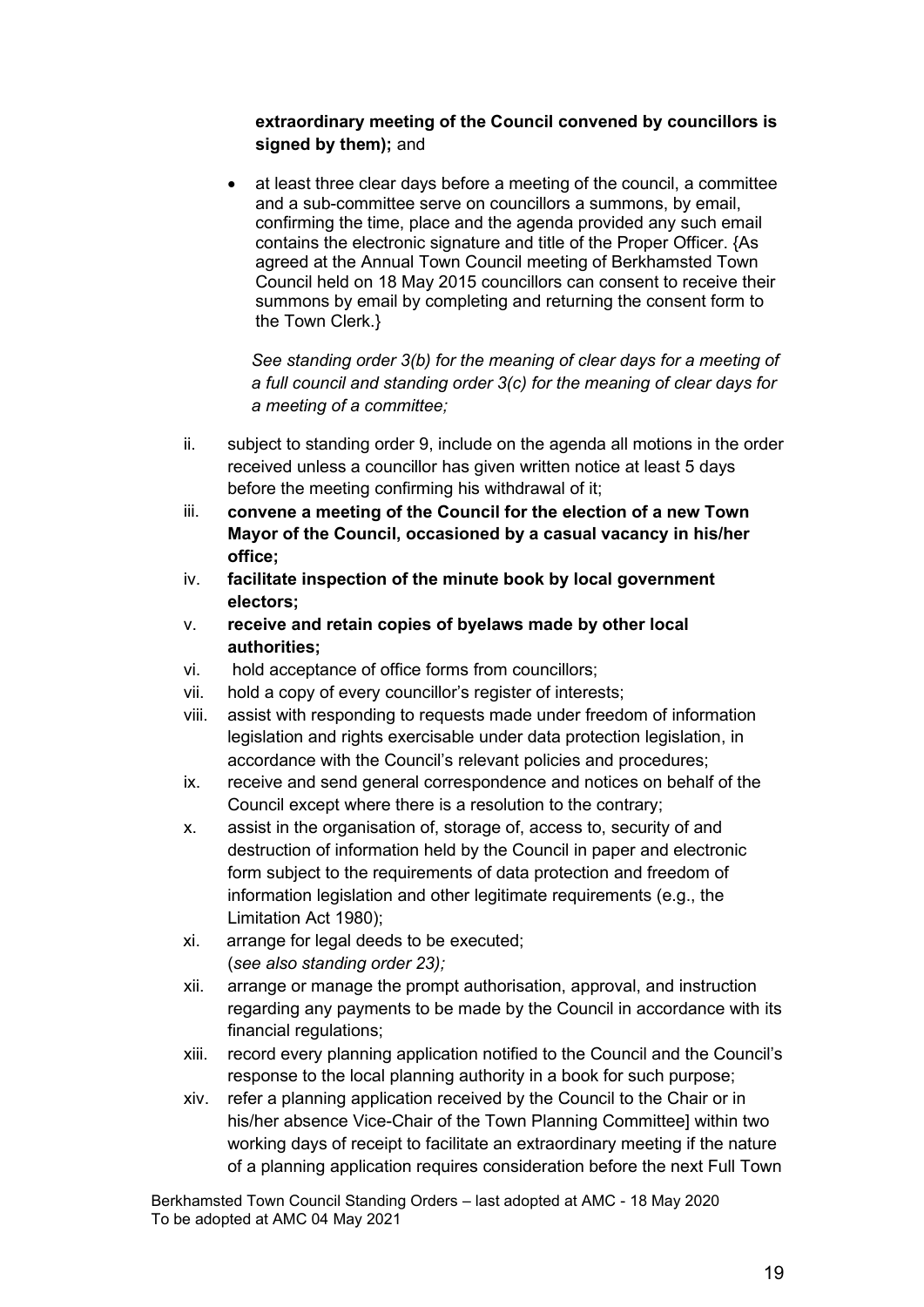**extraordinary meeting of the Council convened by councillors is signed by them);** and

- at least three clear days before a meeting of the council, a committee and a sub-committee serve on councillors a summons, by email, confirming the time, place and the agenda provided any such email contains the electronic signature and title of the Proper Officer. {As agreed at the Annual Town Council meeting of Berkhamsted Town Council held on 18 May 2015 councillors can consent to receive their summons by email by completing and returning the consent form to the Town Clerk.}

  *See standing order 3(b) for the meaning of clear days for a meeting of a full council and standing order 3(c) for the meaning of clear days for a meeting of a committee;*

ii. subject to standing order 9, include on the agenda all motions in the order received unless a councillor has given written notice at least 5 days before the meeting confirming his withdrawal of it;

iii. **convene a meeting of the Council for the election of a new Town Mayor of the Council, occasioned by a casual vacancy in his/her office;**

iv. **facilitate inspection of the minute book by local government electors;**

v. **receive and retain copies of byelaws made by other local authorities;**

vi. hold acceptance of office forms from councillors;

vii. hold a copy of every councillor's register of interests;

viii. assist with responding to requests made under freedom of information legislation and rights exercisable under data protection legislation, in accordance with the Council's relevant policies and procedures;

ix. receive and send general correspondence and notices on behalf of the Council except where there is a resolution to the contrary;

x. assist in the organisation of, storage of, access to, security of and destruction of information held by the Council in paper and electronic form subject to the requirements of data protection and freedom of information legislation and other legitimate requirements (e.g., the Limitation Act 1980);

xi. arrange for legal deeds to be executed;
(*see also standing order 23);*

xii. arrange or manage the prompt authorisation, approval, and instruction regarding any payments to be made by the Council in accordance with its financial regulations;

xiii. record every planning application notified to the Council and the Council's response to the local planning authority in a book for such purpose;

xiv. refer a planning application received by the Council to the Chair or in his/her absence Vice-Chair of the Town Planning Committee] within two working days of receipt to facilitate an extraordinary meeting if the nature of a planning application requires consideration before the next Full Town

Berkhamsted Town Council Standing Orders – last adopted at AMC - 18 May 2020
To be adopted at AMC 04 May 2021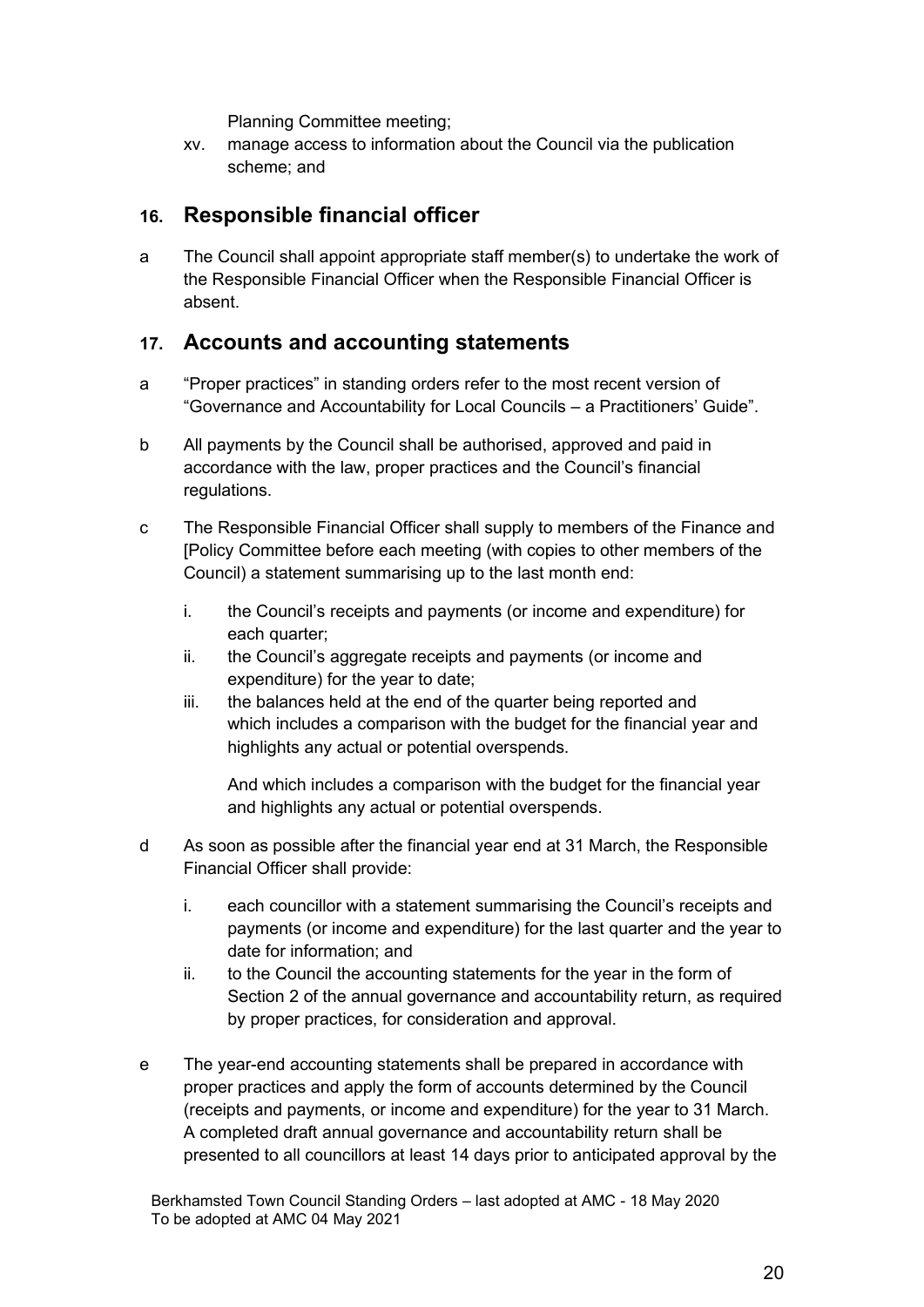Planning Committee meeting;

xv. manage access to information about the Council via the publication scheme; and

## 16. Responsible financial officer

a The Council shall appoint appropriate staff member(s) to undertake the work of the Responsible Financial Officer when the Responsible Financial Officer is absent.

## 17. Accounts and accounting statements

a "Proper practices" in standing orders refer to the most recent version of "Governance and Accountability for Local Councils – a Practitioners' Guide".

b All payments by the Council shall be authorised, approved and paid in accordance with the law, proper practices and the Council's financial regulations.

c The Responsible Financial Officer shall supply to members of the Finance and [Policy Committee before each meeting (with copies to other members of the Council) a statement summarising up to the last month end:

   i. the Council's receipts and payments (or income and expenditure) for each quarter;
   ii. the Council's aggregate receipts and payments (or income and expenditure) for the year to date;
   iii. the balances held at the end of the quarter being reported and which includes a comparison with the budget for the financial year and highlights any actual or potential overspends.

   And which includes a comparison with the budget for the financial year and highlights any actual or potential overspends.

d As soon as possible after the financial year end at 31 March, the Responsible Financial Officer shall provide:

   i. each councillor with a statement summarising the Council's receipts and payments (or income and expenditure) for the last quarter and the year to date for information; and
   ii. to the Council the accounting statements for the year in the form of Section 2 of the annual governance and accountability return, as required by proper practices, for consideration and approval.

e The year-end accounting statements shall be prepared in accordance with proper practices and apply the form of accounts determined by the Council (receipts and payments, or income and expenditure) for the year to 31 March. A completed draft annual governance and accountability return shall be presented to all councillors at least 14 days prior to anticipated approval by the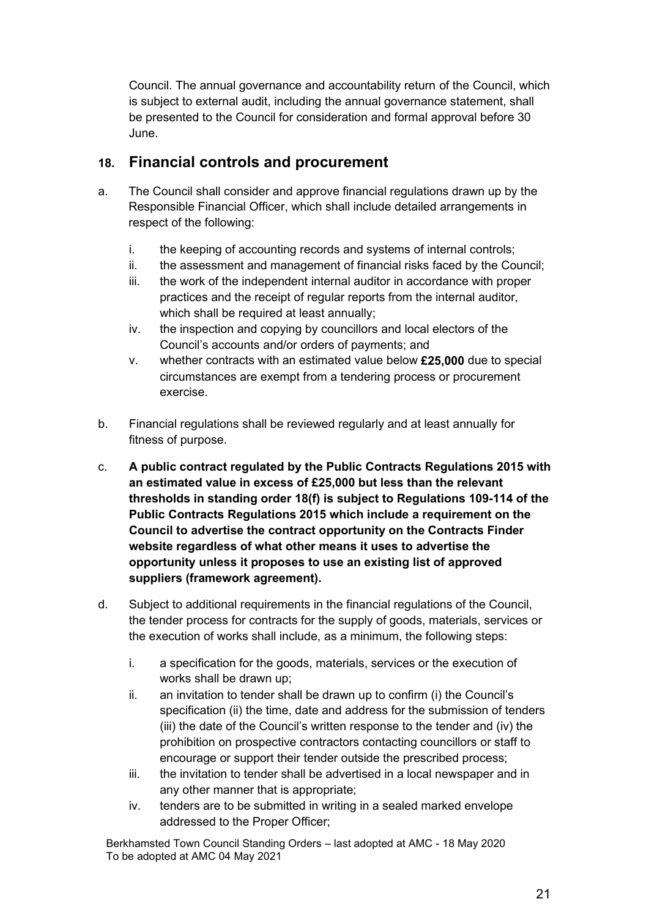Council. The annual governance and accountability return of the Council, which is subject to external audit, including the annual governance statement, shall be presented to the Council for consideration and formal approval before 30 June.

## 18. Financial controls and procurement

a. The Council shall consider and approve financial regulations drawn up by the Responsible Financial Officer, which shall include detailed arrangements in respect of the following:

   i. the keeping of accounting records and systems of internal controls;
   ii. the assessment and management of financial risks faced by the Council;
   iii. the work of the independent internal auditor in accordance with proper practices and the receipt of regular reports from the internal auditor, which shall be required at least annually;
   iv. the inspection and copying by councillors and local electors of the Council's accounts and/or orders of payments; and
   v. whether contracts with an estimated value below **£25,000** due to special circumstances are exempt from a tendering process or procurement exercise.

b. Financial regulations shall be reviewed regularly and at least annually for fitness of purpose.

c. **A public contract regulated by the Public Contracts Regulations 2015 with an estimated value in excess of £25,000 but less than the relevant thresholds in standing order 18(f) is subject to Regulations 109-114 of the Public Contracts Regulations 2015 which include a requirement on the Council to advertise the contract opportunity on the Contracts Finder website regardless of what other means it uses to advertise the opportunity unless it proposes to use an existing list of approved suppliers (framework agreement).**

d. Subject to additional requirements in the financial regulations of the Council, the tender process for contracts for the supply of goods, materials, services or the execution of works shall include, as a minimum, the following steps:

   i. a specification for the goods, materials, services or the execution of works shall be drawn up;
   ii. an invitation to tender shall be drawn up to confirm (i) the Council's specification (ii) the time, date and address for the submission of tenders (iii) the date of the Council's written response to the tender and (iv) the prohibition on prospective contractors contacting councillors or staff to encourage or support their tender outside the prescribed process;
   iii. the invitation to tender shall be advertised in a local newspaper and in any other manner that is appropriate;
   iv. tenders are to be submitted in writing in a sealed marked envelope addressed to the Proper Officer;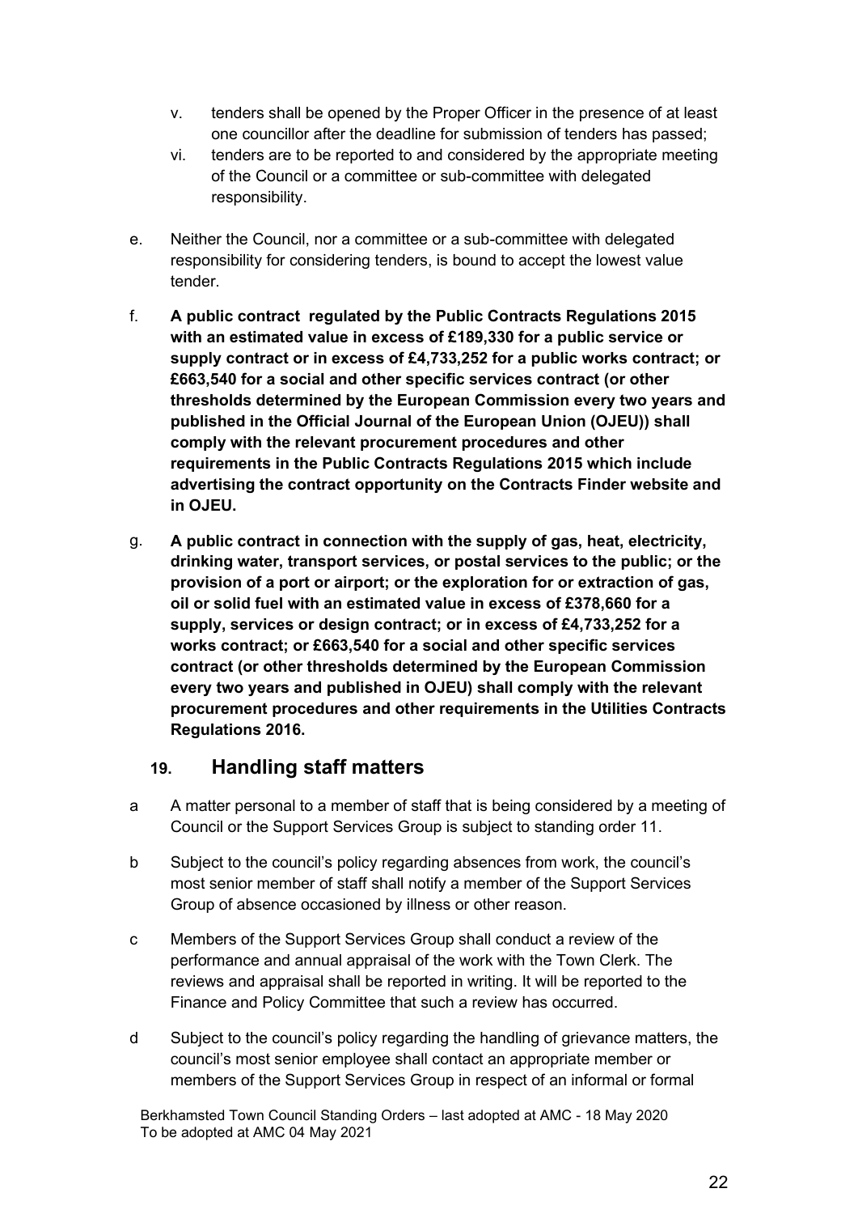v. tenders shall be opened by the Proper Officer in the presence of at least one councillor after the deadline for submission of tenders has passed;

vi. tenders are to be reported to and considered by the appropriate meeting of the Council or a committee or sub-committee with delegated responsibility.

e. Neither the Council, nor a committee or a sub-committee with delegated responsibility for considering tenders, is bound to accept the lowest value tender.

f. **A public contract regulated by the Public Contracts Regulations 2015 with an estimated value in excess of £189,330 for a public service or supply contract or in excess of £4,733,252 for a public works contract; or £663,540 for a social and other specific services contract (or other thresholds determined by the European Commission every two years and published in the Official Journal of the European Union (OJEU)) shall comply with the relevant procurement procedures and other requirements in the Public Contracts Regulations 2015 which include advertising the contract opportunity on the Contracts Finder website and in OJEU.**

g. **A public contract in connection with the supply of gas, heat, electricity, drinking water, transport services, or postal services to the public; or the provision of a port or airport; or the exploration for or extraction of gas, oil or solid fuel with an estimated value in excess of £378,660 for a supply, services or design contract; or in excess of £4,733,252 for a works contract; or £663,540 for a social and other specific services contract (or other thresholds determined by the European Commission every two years and published in OJEU) shall comply with the relevant procurement procedures and other requirements in the Utilities Contracts Regulations 2016.**

## 19. Handling staff matters

a A matter personal to a member of staff that is being considered by a meeting of Council or the Support Services Group is subject to standing order 11.

b Subject to the council's policy regarding absences from work, the council's most senior member of staff shall notify a member of the Support Services Group of absence occasioned by illness or other reason.

c Members of the Support Services Group shall conduct a review of the performance and annual appraisal of the work with the Town Clerk. The reviews and appraisal shall be reported in writing. It will be reported to the Finance and Policy Committee that such a review has occurred.

d Subject to the council's policy regarding the handling of grievance matters, the council's most senior employee shall contact an appropriate member or members of the Support Services Group in respect of an informal or formal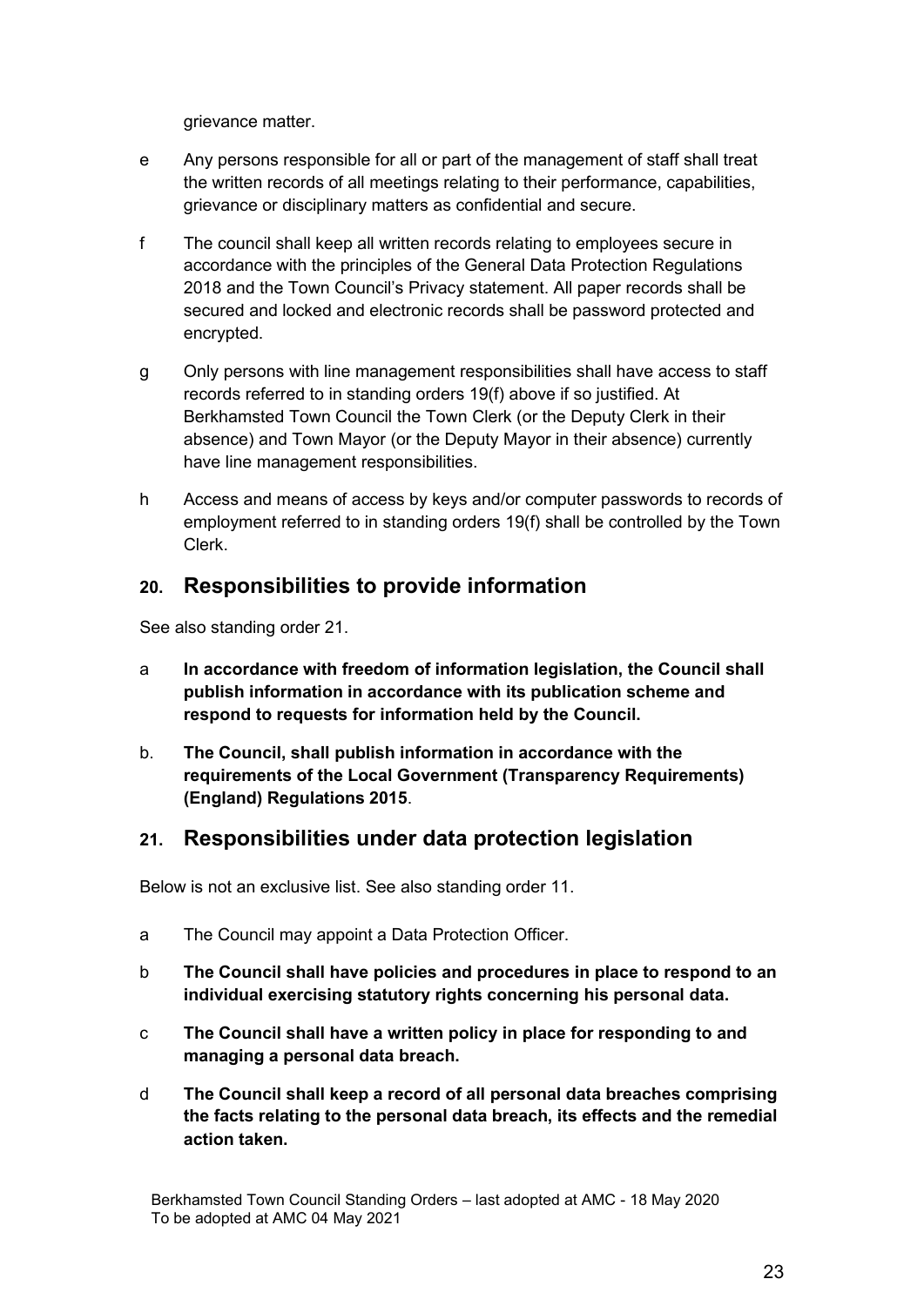grievance matter.

e Any persons responsible for all or part of the management of staff shall treat the written records of all meetings relating to their performance, capabilities, grievance or disciplinary matters as confidential and secure.

f The council shall keep all written records relating to employees secure in accordance with the principles of the General Data Protection Regulations 2018 and the Town Council's Privacy statement. All paper records shall be secured and locked and electronic records shall be password protected and encrypted.

g Only persons with line management responsibilities shall have access to staff records referred to in standing orders 19(f) above if so justified. At Berkhamsted Town Council the Town Clerk (or the Deputy Clerk in their absence) and Town Mayor (or the Deputy Mayor in their absence) currently have line management responsibilities.

h Access and means of access by keys and/or computer passwords to records of employment referred to in standing orders 19(f) shall be controlled by the Town Clerk.

## 20. Responsibilities to provide information

See also standing order 21.

a **In accordance with freedom of information legislation, the Council shall publish information in accordance with its publication scheme and respond to requests for information held by the Council.**

b. **The Council, shall publish information in accordance with the requirements of the Local Government (Transparency Requirements) (England) Regulations 2015**.

## 21. Responsibilities under data protection legislation

Below is not an exclusive list. See also standing order 11.

a The Council may appoint a Data Protection Officer.

b **The Council shall have policies and procedures in place to respond to an individual exercising statutory rights concerning his personal data.**

c **The Council shall have a written policy in place for responding to and managing a personal data breach.**

d **The Council shall keep a record of all personal data breaches comprising the facts relating to the personal data breach, its effects and the remedial action taken.**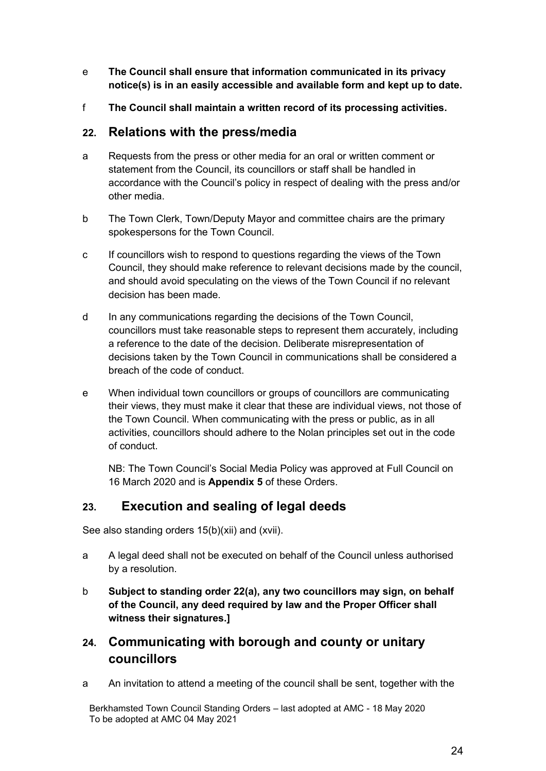e **The Council shall ensure that information communicated in its privacy notice(s) is in an easily accessible and available form and kept up to date.**

f **The Council shall maintain a written record of its processing activities.**

## 22. Relations with the press/media

a Requests from the press or other media for an oral or written comment or statement from the Council, its councillors or staff shall be handled in accordance with the Council's policy in respect of dealing with the press and/or other media.

b The Town Clerk, Town/Deputy Mayor and committee chairs are the primary spokespersons for the Town Council.

c If councillors wish to respond to questions regarding the views of the Town Council, they should make reference to relevant decisions made by the council, and should avoid speculating on the views of the Town Council if no relevant decision has been made.

d In any communications regarding the decisions of the Town Council, councillors must take reasonable steps to represent them accurately, including a reference to the date of the decision. Deliberate misrepresentation of decisions taken by the Town Council in communications shall be considered a breach of the code of conduct.

e When individual town councillors or groups of councillors are communicating their views, they must make it clear that these are individual views, not those of the Town Council. When communicating with the press or public, as in all activities, councillors should adhere to the Nolan principles set out in the code of conduct.

NB: The Town Council's Social Media Policy was approved at Full Council on 16 March 2020 and is **Appendix 5** of these Orders.

## 23. Execution and sealing of legal deeds

See also standing orders 15(b)(xii) and (xvii).

a A legal deed shall not be executed on behalf of the Council unless authorised by a resolution.

b **Subject to standing order 22(a), any two councillors may sign, on behalf of the Council, any deed required by law and the Proper Officer shall witness their signatures.]**

## 24. Communicating with borough and county or unitary councillors

a An invitation to attend a meeting of the council shall be sent, together with the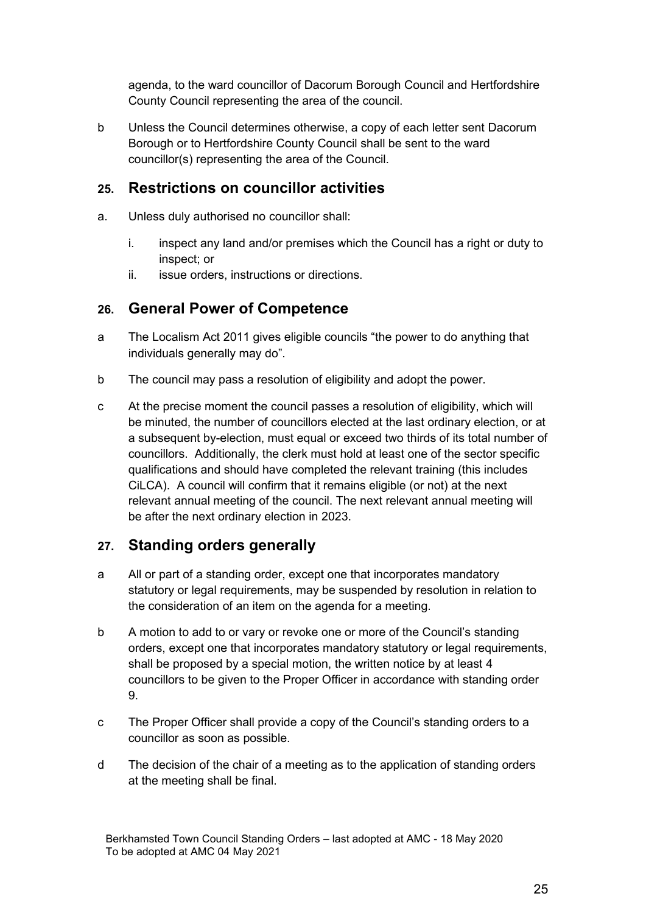agenda, to the ward councillor of Dacorum Borough Council and Hertfordshire County Council representing the area of the council.

b  Unless the Council determines otherwise, a copy of each letter sent Dacorum Borough or to Hertfordshire County Council shall be sent to the ward councillor(s) representing the area of the Council.

## 25. Restrictions on councillor activities

a.  Unless duly authorised no councillor shall:

   i.  inspect any land and/or premises which the Council has a right or duty to inspect; or
   ii.  issue orders, instructions or directions.

## 26. General Power of Competence

a  The Localism Act 2011 gives eligible councils "the power to do anything that individuals generally may do".

b  The council may pass a resolution of eligibility and adopt the power.

c  At the precise moment the council passes a resolution of eligibility, which will be minuted, the number of councillors elected at the last ordinary election, or at a subsequent by-election, must equal or exceed two thirds of its total number of councillors. Additionally, the clerk must hold at least one of the sector specific qualifications and should have completed the relevant training (this includes CiLCA). A council will confirm that it remains eligible (or not) at the next relevant annual meeting of the council. The next relevant annual meeting will be after the next ordinary election in 2023.

## 27. Standing orders generally

a  All or part of a standing order, except one that incorporates mandatory statutory or legal requirements, may be suspended by resolution in relation to the consideration of an item on the agenda for a meeting.

b  A motion to add to or vary or revoke one or more of the Council's standing orders, except one that incorporates mandatory statutory or legal requirements, shall be proposed by a special motion, the written notice by at least 4 councillors to be given to the Proper Officer in accordance with standing order 9.

c  The Proper Officer shall provide a copy of the Council's standing orders to a councillor as soon as possible.

d  The decision of the chair of a meeting as to the application of standing orders at the meeting shall be final.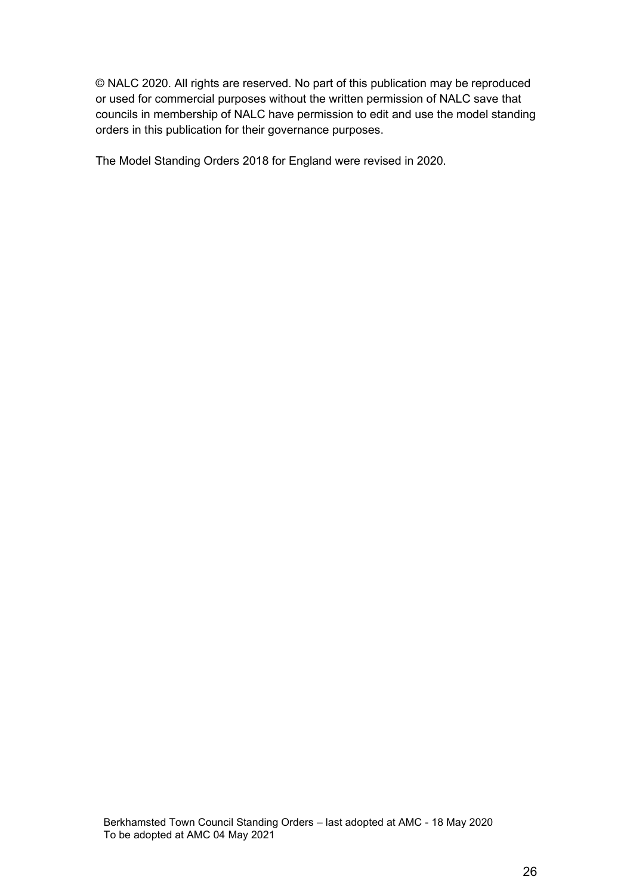© NALC 2020. All rights are reserved. No part of this publication may be reproduced or used for commercial purposes without the written permission of NALC save that councils in membership of NALC have permission to edit and use the model standing orders in this publication for their governance purposes.

The Model Standing Orders 2018 for England were revised in 2020.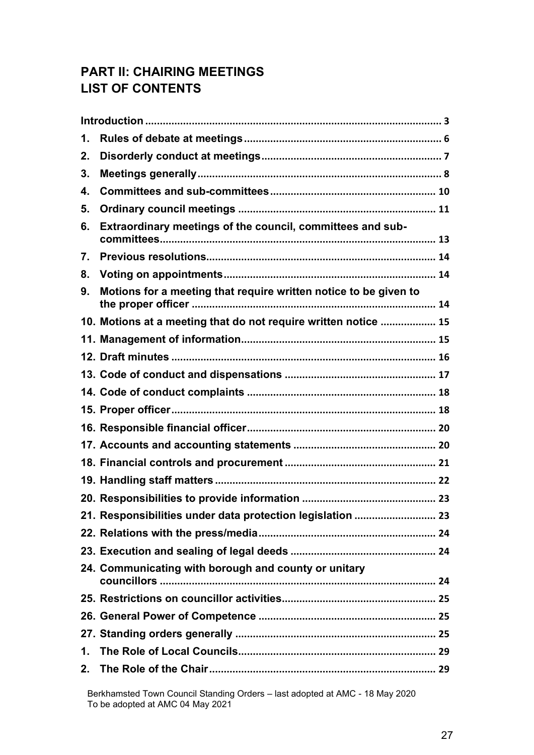## PART II: CHAIRING MEETINGS
## LIST OF CONTENTS

**Introduction** .................................................................................................... 3

1. **Rules of debate at meetings** .................................................................... 6
2. **Disorderly conduct at meetings** ............................................................. 7
3. **Meetings generally** .................................................................................... 8
4. **Committees and sub-committees** ........................................................ 10
5. **Ordinary council meetings** .................................................................... 11
6. **Extraordinary meetings of the council, committees and sub-committees** .............................................................................................. 13
7. **Previous resolutions** ............................................................................... 14
8. **Voting on appointments** ........................................................................ 14
9. **Motions for a meeting that require written notice to be given to the proper officer** .................................................................................. 14
10. **Motions at a meeting that do not require written notice** .................. 15
11. **Management of information** .................................................................. 15
12. **Draft minutes** .......................................................................................... 16
13. **Code of conduct and dispensations** ................................................... 17
14. **Code of conduct complaints** ................................................................ 18
15. **Proper officer** .......................................................................................... 18
16. **Responsible financial officer** ................................................................ 20
17. **Accounts and accounting statements** ................................................ 20
18. **Financial controls and procurement** .................................................... 21
19. **Handling staff matters** ........................................................................... 22
20. **Responsibilities to provide information** ............................................. 23
21. **Responsibilities under data protection legislation** ........................... 23
22. **Relations with the press/media** ............................................................ 24
23. **Execution and sealing of legal deeds** ................................................. 24
24. **Communicating with borough and county or unitary councillors** .............................................................................................. 24
25. **Restrictions on councillor activities** .................................................... 25
26. **General Power of Competence** ............................................................ 25
27. **Standing orders generally** .................................................................... 25

1. **The Role of Local Councils** .................................................................... 29
2. **The Role of the Chair** ............................................................................. 29

Berkhamsted Town Council Standing Orders – last adopted at AMC - 18 May 2020
To be adopted at AMC 04 May 2021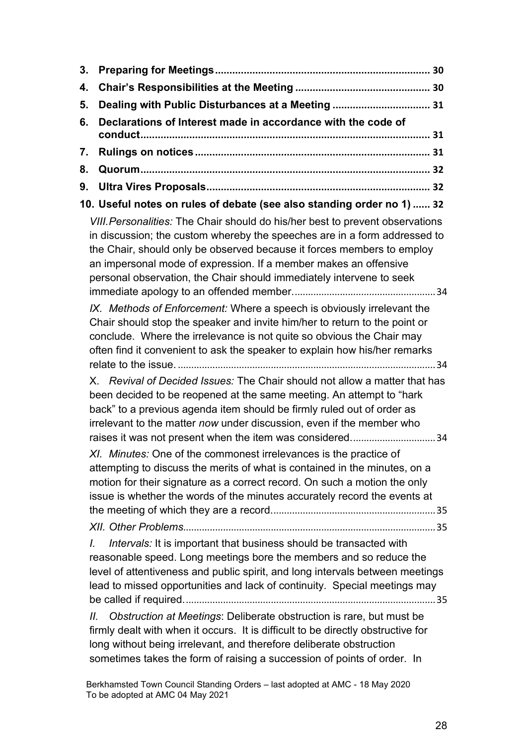**3. Preparing for Meetings.......................................................................... 30**

**4. Chair's Responsibilities at the Meeting ............................................... 30**

**5. Dealing with Public Disturbances at a Meeting .................................. 31**

**6. Declarations of Interest made in accordance with the code of conduct..................................................................................................... 31**

**7. Rulings on notices .................................................................................. 31**

**8. Quorum..................................................................................................... 32**

**9. Ultra Vires Proposals.............................................................................. 32**

**10. Useful notes on rules of debate (see also standing order no 1) ...... 32**

*VIII. Personalities:* The Chair should do his/her best to prevent observations in discussion; the custom whereby the speeches are in a form addressed to the Chair, should only be observed because it forces members to employ an impersonal mode of expression. If a member makes an offensive personal observation, the Chair should immediately intervene to seek immediate apology to an offended member.....................................................34

*IX. Methods of Enforcement:* Where a speech is obviously irrelevant the Chair should stop the speaker and invite him/her to return to the point or conclude. Where the irrelevance is not quite so obvious the Chair may often find it convenient to ask the speaker to explain how his/her remarks relate to the issue. ................................................................................................34

X. *Revival of Decided Issues:* The Chair should not allow a matter that has been decided to be reopened at the same meeting. An attempt to "hark back" to a previous agenda item should be firmly ruled out of order as irrelevant to the matter *now* under discussion, even if the member who raises it was not present when the item was considered...............................34

*XI. Minutes:* One of the commonest irrelevances is the practice of attempting to discuss the merits of what is contained in the minutes, on a motion for their signature as a correct record. On such a motion the only issue is whether the words of the minutes accurately record the events at the meeting of which they are a record.............................................................35

*XII. Other Problems*.............................................................................................35

*I. Intervals:* It is important that business should be transacted with reasonable speed. Long meetings bore the members and so reduce the level of attentiveness and public spirit, and long intervals between meetings lead to missed opportunities and lack of continuity. Special meetings may be called if required.............................................................................................35

*II. Obstruction at Meetings*: Deliberate obstruction is rare, but must be firmly dealt with when it occurs. It is difficult to be directly obstructive for long without being irrelevant, and therefore deliberate obstruction sometimes takes the form of raising a succession of points of order. In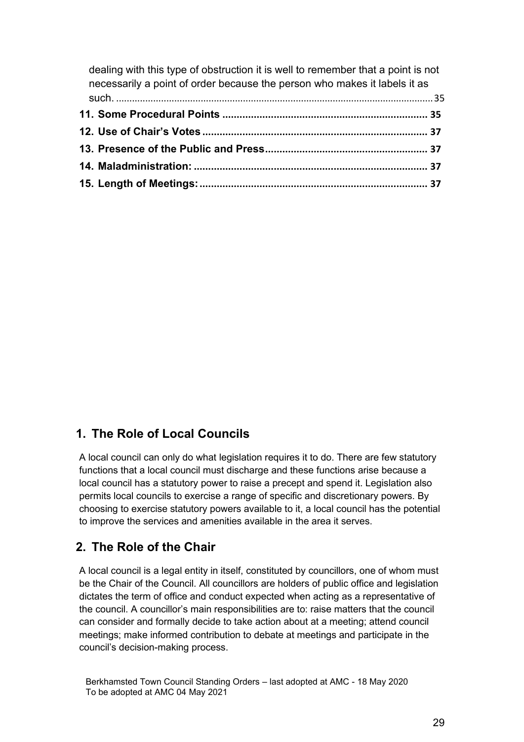dealing with this type of obstruction it is well to remember that a point is not necessarily a point of order because the person who makes it labels it as such. ...................................................................................................................... 35

**11. Some Procedural Points ....................................................................... 35**

**12. Use of Chair's Votes ............................................................................. 37**

**13. Presence of the Public and Press......................................................... 37**

**14. Maladministration: ................................................................................. 37**

**15. Length of Meetings: ............................................................................... 37**

## 1. The Role of Local Councils

A local council can only do what legislation requires it to do. There are few statutory functions that a local council must discharge and these functions arise because a local council has a statutory power to raise a precept and spend it. Legislation also permits local councils to exercise a range of specific and discretionary powers. By choosing to exercise statutory powers available to it, a local council has the potential to improve the services and amenities available in the area it serves.

## 2. The Role of the Chair

A local council is a legal entity in itself, constituted by councillors, one of whom must be the Chair of the Council. All councillors are holders of public office and legislation dictates the term of office and conduct expected when acting as a representative of the council. A councillor's main responsibilities are to: raise matters that the council can consider and formally decide to take action about at a meeting; attend council meetings; make informed contribution to debate at meetings and participate in the council's decision-making process.

Berkhamsted Town Council Standing Orders – last adopted at AMC - 18 May 2020
To be adopted at AMC 04 May 2021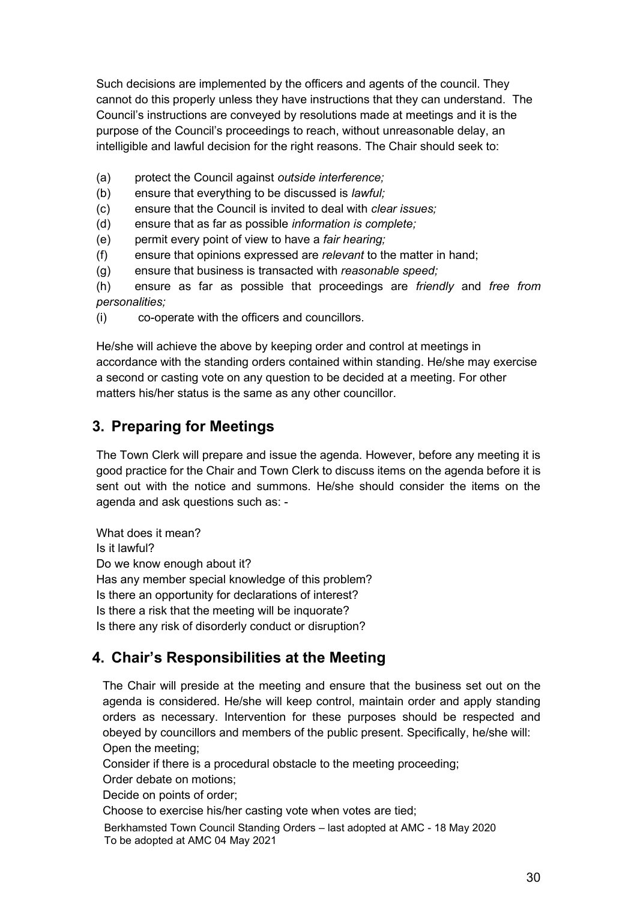Such decisions are implemented by the officers and agents of the council. They cannot do this properly unless they have instructions that they can understand. The Council's instructions are conveyed by resolutions made at meetings and it is the purpose of the Council's proceedings to reach, without unreasonable delay, an intelligible and lawful decision for the right reasons. The Chair should seek to:

(a) protect the Council against *outside interference;*
(b) ensure that everything to be discussed is *lawful;*
(c) ensure that the Council is invited to deal with *clear issues;*
(d) ensure that as far as possible *information is complete;*
(e) permit every point of view to have a *fair hearing;*
(f) ensure that opinions expressed are *relevant* to the matter in hand;
(g) ensure that business is transacted with *reasonable speed;*
(h) ensure as far as possible that proceedings are *friendly* and *free from personalities;*
(i) co-operate with the officers and councillors.

He/she will achieve the above by keeping order and control at meetings in accordance with the standing orders contained within standing. He/she may exercise a second or casting vote on any question to be decided at a meeting. For other matters his/her status is the same as any other councillor.

## 3. Preparing for Meetings

The Town Clerk will prepare and issue the agenda. However, before any meeting it is good practice for the Chair and Town Clerk to discuss items on the agenda before it is sent out with the notice and summons. He/she should consider the items on the agenda and ask questions such as: -

What does it mean?
Is it lawful?
Do we know enough about it?
Has any member special knowledge of this problem?
Is there an opportunity for declarations of interest?
Is there a risk that the meeting will be inquorate?
Is there any risk of disorderly conduct or disruption?

## 4. Chair's Responsibilities at the Meeting

The Chair will preside at the meeting and ensure that the business set out on the agenda is considered. He/she will keep control, maintain order and apply standing orders as necessary. Intervention for these purposes should be respected and obeyed by councillors and members of the public present. Specifically, he/she will:
Open the meeting;
Consider if there is a procedural obstacle to the meeting proceeding;
Order debate on motions;
Decide on points of order;
Choose to exercise his/her casting vote when votes are tied;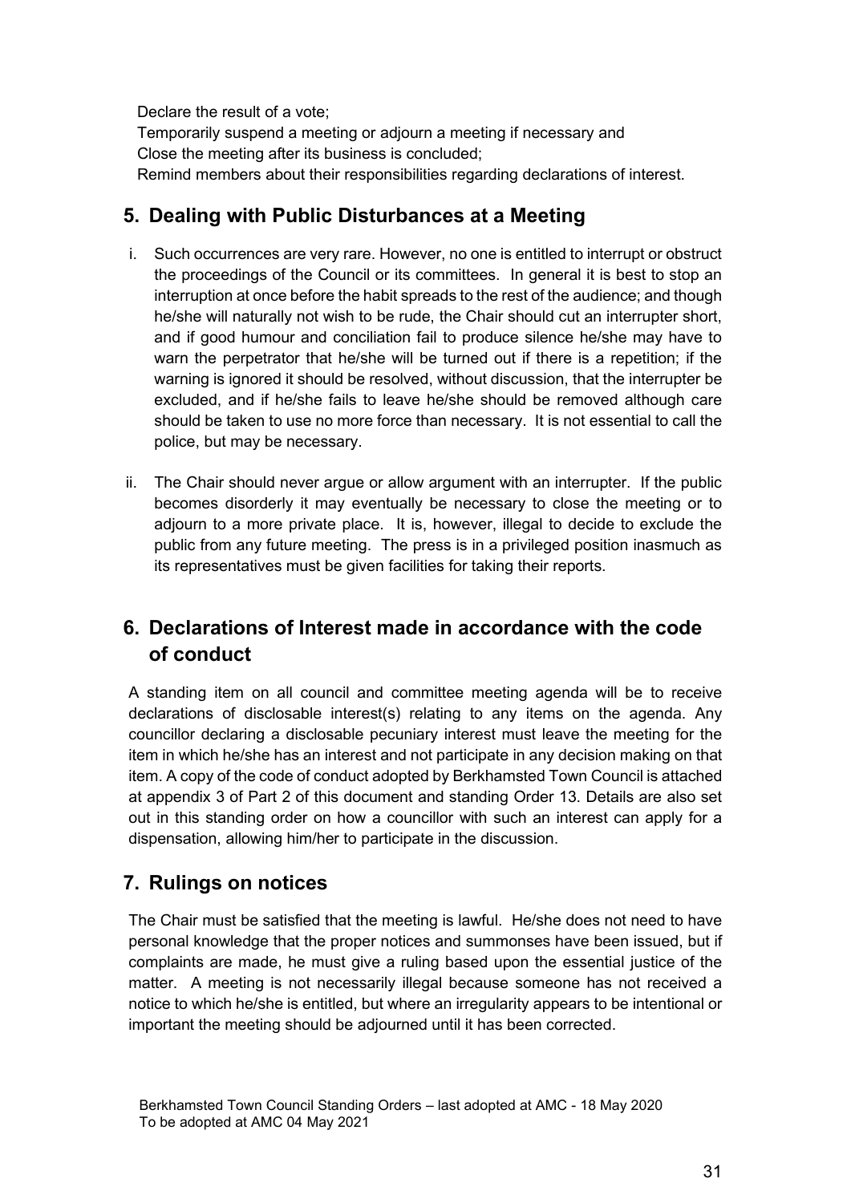Declare the result of a vote;
Temporarily suspend a meeting or adjourn a meeting if necessary and
Close the meeting after its business is concluded;
Remind members about their responsibilities regarding declarations of interest.

## 5. Dealing with Public Disturbances at a Meeting

i. Such occurrences are very rare. However, no one is entitled to interrupt or obstruct the proceedings of the Council or its committees. In general it is best to stop an interruption at once before the habit spreads to the rest of the audience; and though he/she will naturally not wish to be rude, the Chair should cut an interrupter short, and if good humour and conciliation fail to produce silence he/she may have to warn the perpetrator that he/she will be turned out if there is a repetition; if the warning is ignored it should be resolved, without discussion, that the interrupter be excluded, and if he/she fails to leave he/she should be removed although care should be taken to use no more force than necessary. It is not essential to call the police, but may be necessary.

ii. The Chair should never argue or allow argument with an interrupter. If the public becomes disorderly it may eventually be necessary to close the meeting or to adjourn to a more private place. It is, however, illegal to decide to exclude the public from any future meeting. The press is in a privileged position inasmuch as its representatives must be given facilities for taking their reports.

## 6. Declarations of Interest made in accordance with the code of conduct

A standing item on all council and committee meeting agenda will be to receive declarations of disclosable interest(s) relating to any items on the agenda. Any councillor declaring a disclosable pecuniary interest must leave the meeting for the item in which he/she has an interest and not participate in any decision making on that item. A copy of the code of conduct adopted by Berkhamsted Town Council is attached at appendix 3 of Part 2 of this document and standing Order 13. Details are also set out in this standing order on how a councillor with such an interest can apply for a dispensation, allowing him/her to participate in the discussion.

## 7. Rulings on notices

The Chair must be satisfied that the meeting is lawful. He/she does not need to have personal knowledge that the proper notices and summonses have been issued, but if complaints are made, he must give a ruling based upon the essential justice of the matter. A meeting is not necessarily illegal because someone has not received a notice to which he/she is entitled, but where an irregularity appears to be intentional or important the meeting should be adjourned until it has been corrected.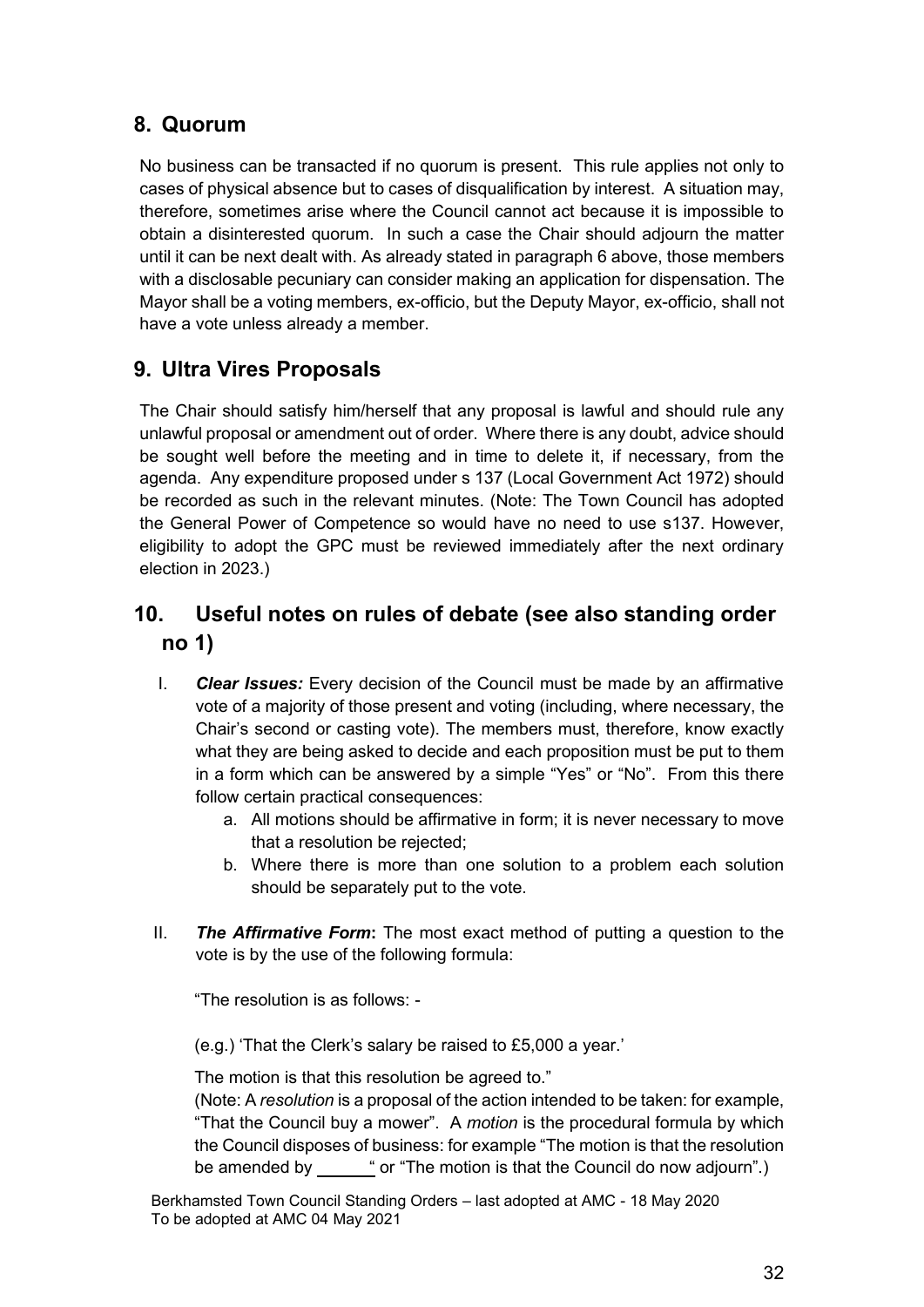## 8. Quorum

No business can be transacted if no quorum is present. This rule applies not only to cases of physical absence but to cases of disqualification by interest. A situation may, therefore, sometimes arise where the Council cannot act because it is impossible to obtain a disinterested quorum. In such a case the Chair should adjourn the matter until it can be next dealt with. As already stated in paragraph 6 above, those members with a disclosable pecuniary can consider making an application for dispensation. The Mayor shall be a voting members, ex-officio, but the Deputy Mayor, ex-officio, shall not have a vote unless already a member.

## 9. Ultra Vires Proposals

The Chair should satisfy him/herself that any proposal is lawful and should rule any unlawful proposal or amendment out of order. Where there is any doubt, advice should be sought well before the meeting and in time to delete it, if necessary, from the agenda. Any expenditure proposed under s 137 (Local Government Act 1972) should be recorded as such in the relevant minutes. (Note: The Town Council has adopted the General Power of Competence so would have no need to use s137. However, eligibility to adopt the GPC must be reviewed immediately after the next ordinary election in 2023.)

## 10. Useful notes on rules of debate (see also standing order no 1)

I. ***Clear Issues:*** Every decision of the Council must be made by an affirmative vote of a majority of those present and voting (including, where necessary, the Chair's second or casting vote). The members must, therefore, know exactly what they are being asked to decide and each proposition must be put to them in a form which can be answered by a simple "Yes" or "No". From this there follow certain practical consequences:

   a. All motions should be affirmative in form; it is never necessary to move that a resolution be rejected;
   b. Where there is more than one solution to a problem each solution should be separately put to the vote.

II. ***The Affirmative Form*:** The most exact method of putting a question to the vote is by the use of the following formula:

   "The resolution is as follows: -

   (e.g.) 'That the Clerk's salary be raised to £5,000 a year.'

   The motion is that this resolution be agreed to."

   (Note: A *resolution* is a proposal of the action intended to be taken: for example, "That the Council buy a mower". A *motion* is the procedural formula by which the Council disposes of business: for example "The motion is that the resolution be amended by ______" or "The motion is that the Council do now adjourn".)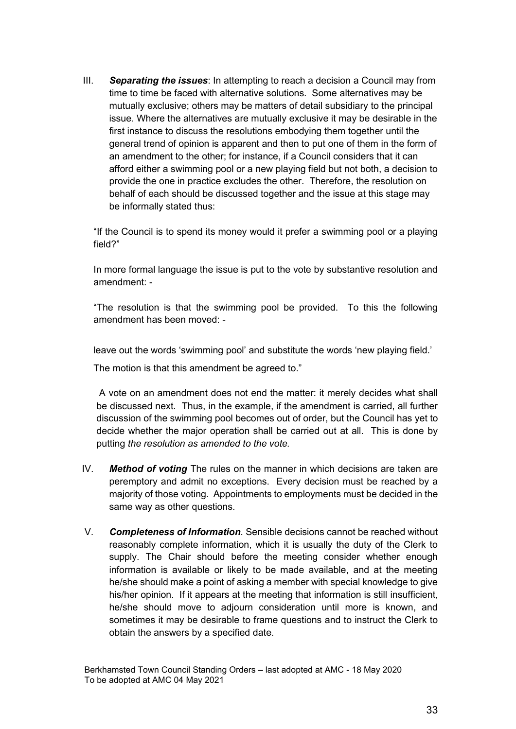III. ***Separating the issues***: In attempting to reach a decision a Council may from time to time be faced with alternative solutions. Some alternatives may be mutually exclusive; others may be matters of detail subsidiary to the principal issue. Where the alternatives are mutually exclusive it may be desirable in the first instance to discuss the resolutions embodying them together until the general trend of opinion is apparent and then to put one of them in the form of an amendment to the other; for instance, if a Council considers that it can afford either a swimming pool or a new playing field but not both, a decision to provide the one in practice excludes the other. Therefore, the resolution on behalf of each should be discussed together and the issue at this stage may be informally stated thus:

   "If the Council is to spend its money would it prefer a swimming pool or a playing field?"

   In more formal language the issue is put to the vote by substantive resolution and amendment: -

   "The resolution is that the swimming pool be provided. To this the following amendment has been moved: -

   leave out the words 'swimming pool' and substitute the words 'new playing field.'

   The motion is that this amendment be agreed to."

   A vote on an amendment does not end the matter: it merely decides what shall be discussed next. Thus, in the example, if the amendment is carried, all further discussion of the swimming pool becomes out of order, but the Council has yet to decide whether the major operation shall be carried out at all. This is done by putting *the resolution as amended to the vote.*

IV. ***Method of voting*** The rules on the manner in which decisions are taken are peremptory and admit no exceptions. Every decision must be reached by a majority of those voting. Appointments to employments must be decided in the same way as other questions.

V. ***Completeness of Information***. Sensible decisions cannot be reached without reasonably complete information, which it is usually the duty of the Clerk to supply. The Chair should before the meeting consider whether enough information is available or likely to be made available, and at the meeting he/she should make a point of asking a member with special knowledge to give his/her opinion. If it appears at the meeting that information is still insufficient, he/she should move to adjourn consideration until more is known, and sometimes it may be desirable to frame questions and to instruct the Clerk to obtain the answers by a specified date.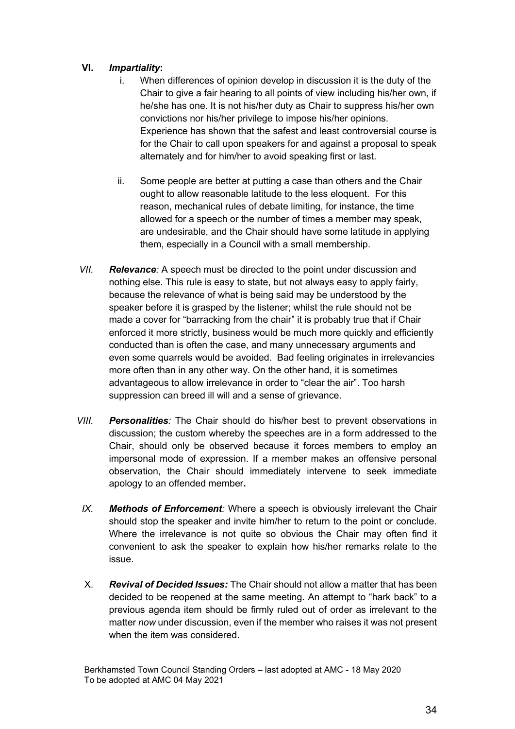**VI.** ***Impartiality*:**

i. When differences of opinion develop in discussion it is the duty of the Chair to give a fair hearing to all points of view including his/her own, if he/she has one. It is not his/her duty as Chair to suppress his/her own convictions nor his/her privilege to impose his/her opinions. Experience has shown that the safest and least controversial course is for the Chair to call upon speakers for and against a proposal to speak alternately and for him/her to avoid speaking first or last.

ii. Some people are better at putting a case than others and the Chair ought to allow reasonable latitude to the less eloquent. For this reason, mechanical rules of debate limiting, for instance, the time allowed for a speech or the number of times a member may speak, are undesirable, and the Chair should have some latitude in applying them, especially in a Council with a small membership.

*VII.* ***Relevance****:* A speech must be directed to the point under discussion and nothing else. This rule is easy to state, but not always easy to apply fairly, because the relevance of what is being said may be understood by the speaker before it is grasped by the listener; whilst the rule should not be made a cover for "barracking from the chair" it is probably true that if Chair enforced it more strictly, business would be much more quickly and efficiently conducted than is often the case, and many unnecessary arguments and even some quarrels would be avoided. Bad feeling originates in irrelevancies more often than in any other way. On the other hand, it is sometimes advantageous to allow irrelevance in order to "clear the air". Too harsh suppression can breed ill will and a sense of grievance.

*VIII.* ***Personalities****:* The Chair should do his/her best to prevent observations in discussion; the custom whereby the speeches are in a form addressed to the Chair, should only be observed because it forces members to employ an impersonal mode of expression. If a member makes an offensive personal observation, the Chair should immediately intervene to seek immediate apology to an offended member**.**

*IX.* ***Methods of Enforcement****:* Where a speech is obviously irrelevant the Chair should stop the speaker and invite him/her to return to the point or conclude. Where the irrelevance is not quite so obvious the Chair may often find it convenient to ask the speaker to explain how his/her remarks relate to the issue.

X. ***Revival of Decided Issues:*** The Chair should not allow a matter that has been decided to be reopened at the same meeting. An attempt to "hark back" to a previous agenda item should be firmly ruled out of order as irrelevant to the matter *now* under discussion, even if the member who raises it was not present when the item was considered.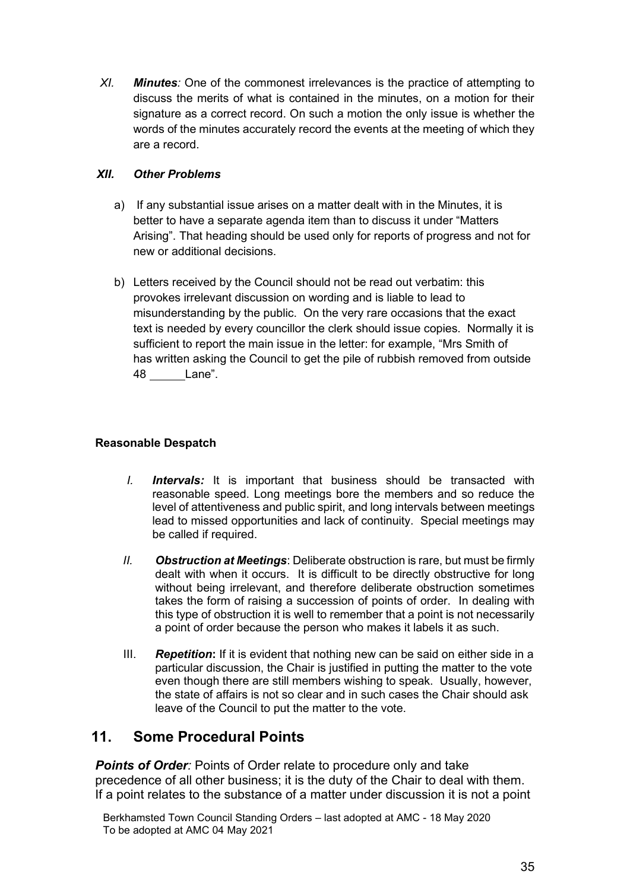XI. ***Minutes**:* One of the commonest irrelevances is the practice of attempting to discuss the merits of what is contained in the minutes, on a motion for their signature as a correct record. On such a motion the only issue is whether the words of the minutes accurately record the events at the meeting of which they are a record.

***XII. Other Problems***

a) If any substantial issue arises on a matter dealt with in the Minutes, it is better to have a separate agenda item than to discuss it under "Matters Arising". That heading should be used only for reports of progress and not for new or additional decisions.

b) Letters received by the Council should not be read out verbatim: this provokes irrelevant discussion on wording and is liable to lead to misunderstanding by the public. On the very rare occasions that the exact text is needed by every councillor the clerk should issue copies. Normally it is sufficient to report the main issue in the letter: for example, "Mrs Smith of has written asking the Council to get the pile of rubbish removed from outside 48 ______Lane".

**Reasonable Despatch**

I. ***Intervals:*** It is important that business should be transacted with reasonable speed. Long meetings bore the members and so reduce the level of attentiveness and public spirit, and long intervals between meetings lead to missed opportunities and lack of continuity. Special meetings may be called if required.

II. ***Obstruction at Meetings***: Deliberate obstruction is rare, but must be firmly dealt with when it occurs. It is difficult to be directly obstructive for long without being irrelevant, and therefore deliberate obstruction sometimes takes the form of raising a succession of points of order. In dealing with this type of obstruction it is well to remember that a point is not necessarily a point of order because the person who makes it labels it as such.

III. ***Repetition*:** If it is evident that nothing new can be said on either side in a particular discussion, the Chair is justified in putting the matter to the vote even though there are still members wishing to speak. Usually, however, the state of affairs is not so clear and in such cases the Chair should ask leave of the Council to put the matter to the vote.

## 11. Some Procedural Points

***Points of Order**:* Points of Order relate to procedure only and take precedence of all other business; it is the duty of the Chair to deal with them. If a point relates to the substance of a matter under discussion it is not a point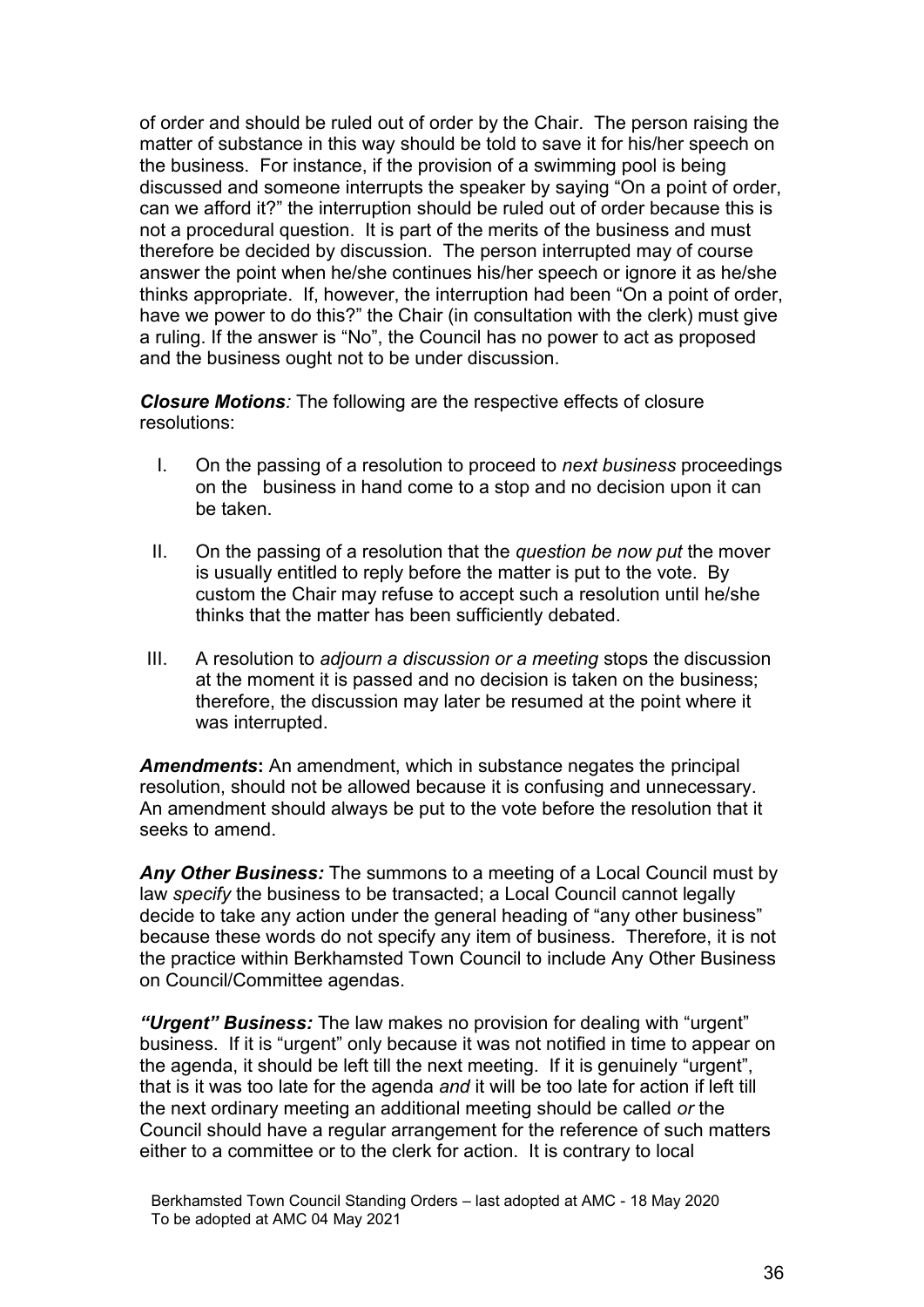of order and should be ruled out of order by the Chair. The person raising the matter of substance in this way should be told to save it for his/her speech on the business. For instance, if the provision of a swimming pool is being discussed and someone interrupts the speaker by saying "On a point of order, can we afford it?" the interruption should be ruled out of order because this is not a procedural question. It is part of the merits of the business and must therefore be decided by discussion. The person interrupted may of course answer the point when he/she continues his/her speech or ignore it as he/she thinks appropriate. If, however, the interruption had been "On a point of order, have we power to do this?" the Chair (in consultation with the clerk) must give a ruling. If the answer is "No", the Council has no power to act as proposed and the business ought not to be under discussion.

***Closure Motions****:* The following are the respective effects of closure resolutions:

I. On the passing of a resolution to proceed to *next business* proceedings on the business in hand come to a stop and no decision upon it can be taken.

II. On the passing of a resolution that the *question be now put* the mover is usually entitled to reply before the matter is put to the vote. By custom the Chair may refuse to accept such a resolution until he/she thinks that the matter has been sufficiently debated.

III. A resolution to *adjourn a discussion or a meeting* stops the discussion at the moment it is passed and no decision is taken on the business; therefore, the discussion may later be resumed at the point where it was interrupted.

***Amendments*****:** An amendment, which in substance negates the principal resolution, should not be allowed because it is confusing and unnecessary. An amendment should always be put to the vote before the resolution that it seeks to amend.

***Any Other Business:*** The summons to a meeting of a Local Council must by law *specify* the business to be transacted; a Local Council cannot legally decide to take any action under the general heading of "any other business" because these words do not specify any item of business. Therefore, it is not the practice within Berkhamsted Town Council to include Any Other Business on Council/Committee agendas.

***"Urgent" Business:*** The law makes no provision for dealing with "urgent" business. If it is "urgent" only because it was not notified in time to appear on the agenda, it should be left till the next meeting. If it is genuinely "urgent", that is it was too late for the agenda *and* it will be too late for action if left till the next ordinary meeting an additional meeting should be called *or* the Council should have a regular arrangement for the reference of such matters either to a committee or to the clerk for action. It is contrary to local

Berkhamsted Town Council Standing Orders – last adopted at AMC - 18 May 2020
To be adopted at AMC 04 May 2021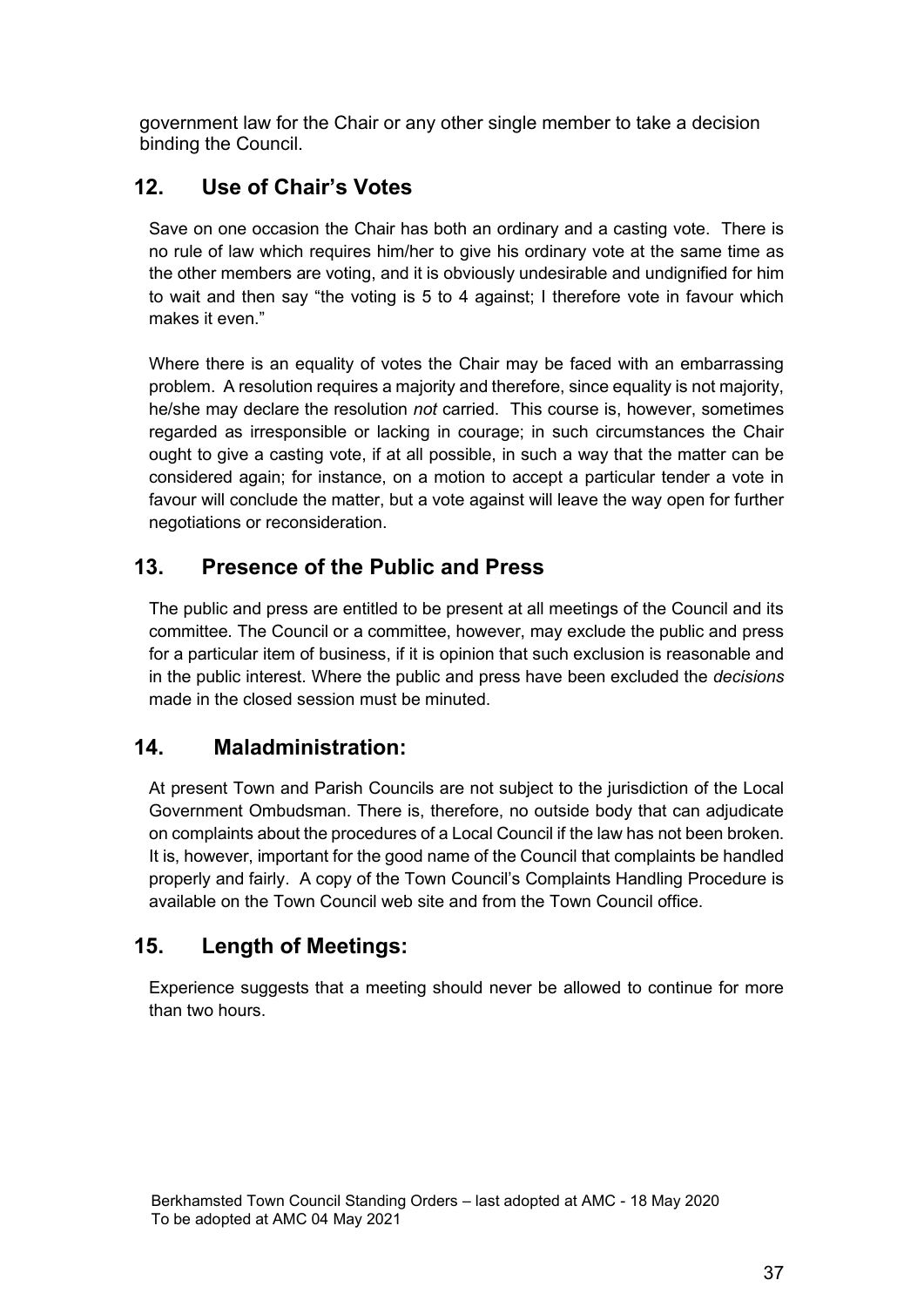government law for the Chair or any other single member to take a decision binding the Council.

## 12. Use of Chair's Votes

Save on one occasion the Chair has both an ordinary and a casting vote. There is no rule of law which requires him/her to give his ordinary vote at the same time as the other members are voting, and it is obviously undesirable and undignified for him to wait and then say "the voting is 5 to 4 against; I therefore vote in favour which makes it even."

Where there is an equality of votes the Chair may be faced with an embarrassing problem. A resolution requires a majority and therefore, since equality is not majority, he/she may declare the resolution *not* carried. This course is, however, sometimes regarded as irresponsible or lacking in courage; in such circumstances the Chair ought to give a casting vote, if at all possible, in such a way that the matter can be considered again; for instance, on a motion to accept a particular tender a vote in favour will conclude the matter, but a vote against will leave the way open for further negotiations or reconsideration.

## 13. Presence of the Public and Press

The public and press are entitled to be present at all meetings of the Council and its committee. The Council or a committee, however, may exclude the public and press for a particular item of business, if it is opinion that such exclusion is reasonable and in the public interest. Where the public and press have been excluded the *decisions* made in the closed session must be minuted.

## 14. Maladministration:

At present Town and Parish Councils are not subject to the jurisdiction of the Local Government Ombudsman. There is, therefore, no outside body that can adjudicate on complaints about the procedures of a Local Council if the law has not been broken. It is, however, important for the good name of the Council that complaints be handled properly and fairly. A copy of the Town Council's Complaints Handling Procedure is available on the Town Council web site and from the Town Council office.

## 15. Length of Meetings:

Experience suggests that a meeting should never be allowed to continue for more than two hours.